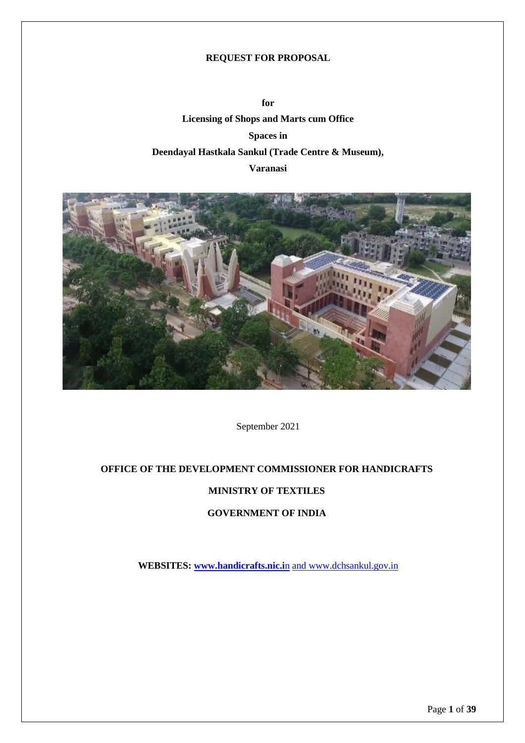**REQUEST FOR PROPOSAL**

**for**

**Licensing of Shops and Marts cum Office Spaces in Deendayal Hastkala Sankul (Trade Centre & Museum), Varanasi**

September 2021

**OFFICE OF THE DEVELOPMENT COMMISSIONER FOR HANDICRAFTS**

**MINISTRY OF TEXTILES**

**GOVERNMENT OF INDIA**

**WEBSITES: www.handicrafts.nic.in and www.dchsankul.gov.in**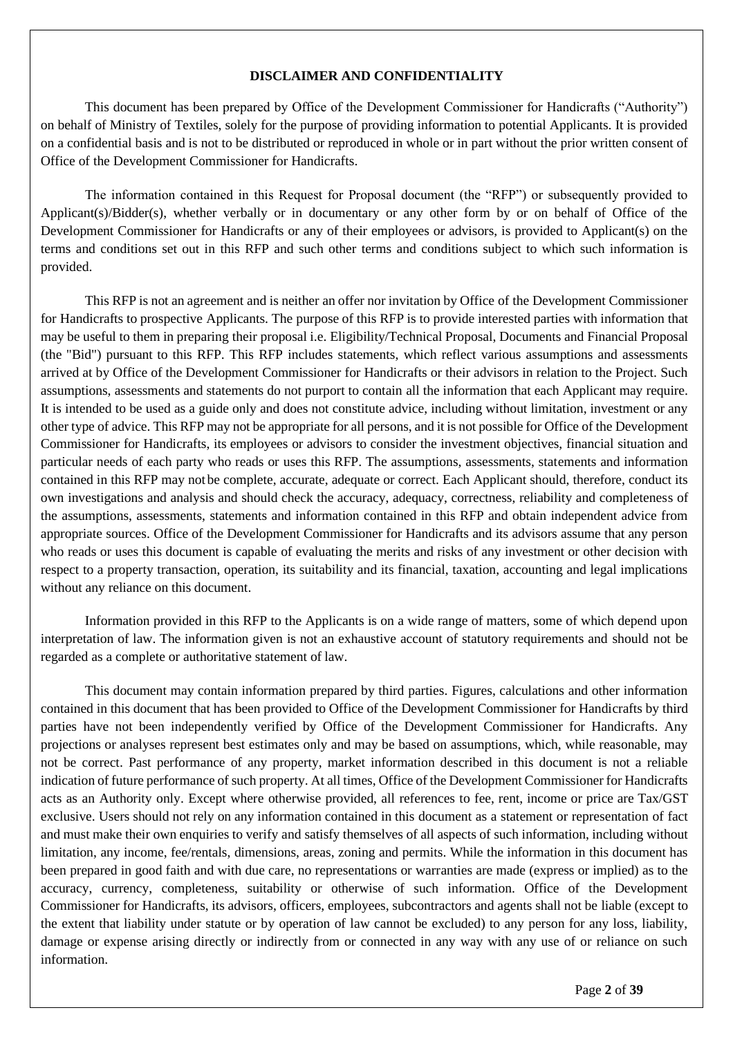## DISCLAIMER AND CONFIDENTIALITY

This document has been prepared by Office of the Development Commissioner for Handicrafts ("Authority") on behalf of Ministry of Textiles, solely for the purpose of providing information to potential Applicants. It is provided on a confidential basis and is not to be distributed or reproduced in whole or in part without the prior written consent of Office of the Development Commissioner for Handicrafts.

The information contained in this Request for Proposal document (the "RFP") or subsequently provided to Applicant(s)/Bidder(s), whether verbally or in documentary or any other form by or on behalf of Office of the Development Commissioner for Handicrafts or any of their employees or advisors, is provided to Applicant(s) on the terms and conditions set out in this RFP and such other terms and conditions subject to which such information is provided.

This RFP is not an agreement and is neither an offer nor invitation by Office of the Development Commissioner for Handicrafts to prospective Applicants. The purpose of this RFP is to provide interested parties with information that may be useful to them in preparing their proposal i.e. Eligibility/Technical Proposal, Documents and Financial Proposal (the "Bid") pursuant to this RFP. This RFP includes statements, which reflect various assumptions and assessments arrived at by Office of the Development Commissioner for Handicrafts or their advisors in relation to the Project. Such assumptions, assessments and statements do not purport to contain all the information that each Applicant may require. It is intended to be used as a guide only and does not constitute advice, including without limitation, investment or any other type of advice. This RFP may not be appropriate for all persons, and it is not possible for Office of the Development Commissioner for Handicrafts, its employees or advisors to consider the investment objectives, financial situation and particular needs of each party who reads or uses this RFP. The assumptions, assessments, statements and information contained in this RFP may not be complete, accurate, adequate or correct. Each Applicant should, therefore, conduct its own investigations and analysis and should check the accuracy, adequacy, correctness, reliability and completeness of the assumptions, assessments, statements and information contained in this RFP and obtain independent advice from appropriate sources. Office of the Development Commissioner for Handicrafts and its advisors assume that any person who reads or uses this document is capable of evaluating the merits and risks of any investment or other decision with respect to a property transaction, operation, its suitability and its financial, taxation, accounting and legal implications without any reliance on this document.

Information provided in this RFP to the Applicants is on a wide range of matters, some of which depend upon interpretation of law. The information given is not an exhaustive account of statutory requirements and should not be regarded as a complete or authoritative statement of law.

This document may contain information prepared by third parties. Figures, calculations and other information contained in this document that has been provided to Office of the Development Commissioner for Handicrafts by third parties have not been independently verified by Office of the Development Commissioner for Handicrafts. Any projections or analyses represent best estimates only and may be based on assumptions, which, while reasonable, may not be correct. Past performance of any property, market information described in this document is not a reliable indication of future performance of such property. At all times, Office of the Development Commissioner for Handicrafts acts as an Authority only. Except where otherwise provided, all references to fee, rent, income or price are Tax/GST exclusive. Users should not rely on any information contained in this document as a statement or representation of fact and must make their own enquiries to verify and satisfy themselves of all aspects of such information, including without limitation, any income, fee/rentals, dimensions, areas, zoning and permits. While the information in this document has been prepared in good faith and with due care, no representations or warranties are made (express or implied) as to the accuracy, currency, completeness, suitability or otherwise of such information. Office of the Development Commissioner for Handicrafts, its advisors, officers, employees, subcontractors and agents shall not be liable (except to the extent that liability under statute or by operation of law cannot be excluded) to any person for any loss, liability, damage or expense arising directly or indirectly from or connected in any way with any use of or reliance on such information.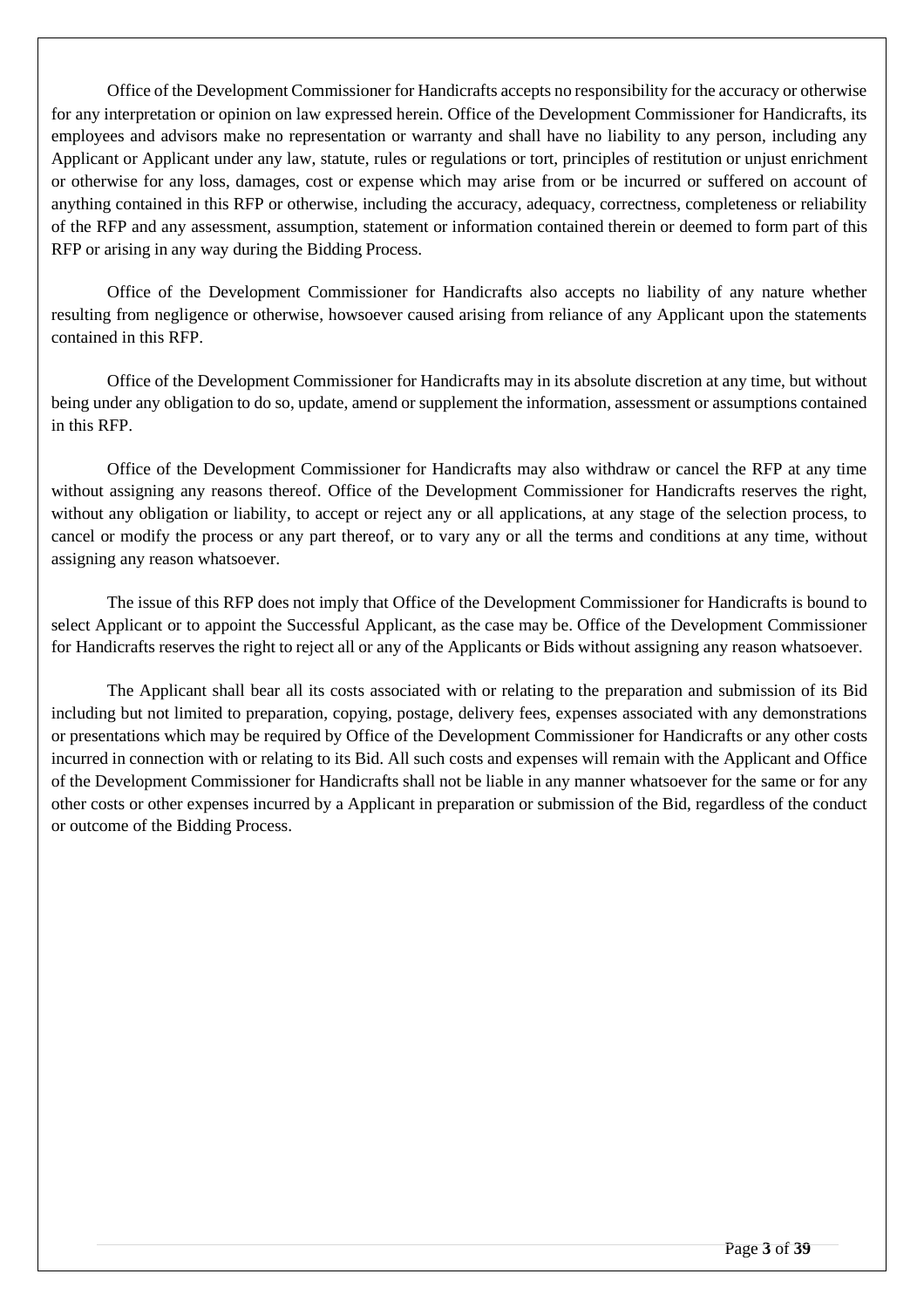Office of the Development Commissioner for Handicrafts accepts no responsibility for the accuracy or otherwise for any interpretation or opinion on law expressed herein. Office of the Development Commissioner for Handicrafts, its employees and advisors make no representation or warranty and shall have no liability to any person, including any Applicant or Applicant under any law, statute, rules or regulations or tort, principles of restitution or unjust enrichment or otherwise for any loss, damages, cost or expense which may arise from or be incurred or suffered on account of anything contained in this RFP or otherwise, including the accuracy, adequacy, correctness, completeness or reliability of the RFP and any assessment, assumption, statement or information contained therein or deemed to form part of this RFP or arising in any way during the Bidding Process.

Office of the Development Commissioner for Handicrafts also accepts no liability of any nature whether resulting from negligence or otherwise, howsoever caused arising from reliance of any Applicant upon the statements contained in this RFP.

Office of the Development Commissioner for Handicrafts may in its absolute discretion at any time, but without being under any obligation to do so, update, amend or supplement the information, assessment or assumptions contained in this RFP.

Office of the Development Commissioner for Handicrafts may also withdraw or cancel the RFP at any time without assigning any reasons thereof. Office of the Development Commissioner for Handicrafts reserves the right, without any obligation or liability, to accept or reject any or all applications, at any stage of the selection process, to cancel or modify the process or any part thereof, or to vary any or all the terms and conditions at any time, without assigning any reason whatsoever.

The issue of this RFP does not imply that Office of the Development Commissioner for Handicrafts is bound to select Applicant or to appoint the Successful Applicant, as the case may be. Office of the Development Commissioner for Handicrafts reserves the right to reject all or any of the Applicants or Bids without assigning any reason whatsoever.

The Applicant shall bear all its costs associated with or relating to the preparation and submission of its Bid including but not limited to preparation, copying, postage, delivery fees, expenses associated with any demonstrations or presentations which may be required by Office of the Development Commissioner for Handicrafts or any other costs incurred in connection with or relating to its Bid. All such costs and expenses will remain with the Applicant and Office of the Development Commissioner for Handicrafts shall not be liable in any manner whatsoever for the same or for any other costs or other expenses incurred by a Applicant in preparation or submission of the Bid, regardless of the conduct or outcome of the Bidding Process.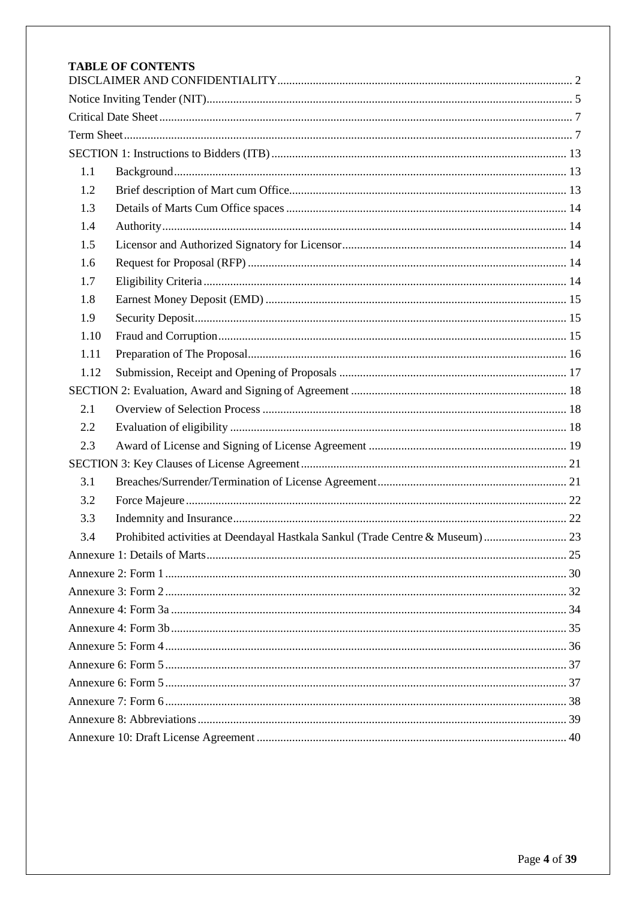**TABLE OF CONTENTS**

DISCLAIMER AND CONFIDENTIALITY ..... 2

Notice Inviting Tender (NIT) ..... 5

Critical Date Sheet ..... 7

Term Sheet ..... 7

SECTION 1: Instructions to Bidders (ITB) ..... 13

- 1.1 Background ..... 13
- 1.2 Brief description of Mart cum Office ..... 13
- 1.3 Details of Marts Cum Office spaces ..... 14
- 1.4 Authority ..... 14
- 1.5 Licensor and Authorized Signatory for Licensor ..... 14
- 1.6 Request for Proposal (RFP) ..... 14
- 1.7 Eligibility Criteria ..... 14
- 1.8 Earnest Money Deposit (EMD) ..... 15
- 1.9 Security Deposit ..... 15
- 1.10 Fraud and Corruption ..... 15
- 1.11 Preparation of The Proposal ..... 16
- 1.12 Submission, Receipt and Opening of Proposals ..... 17

SECTION 2: Evaluation, Award and Signing of Agreement ..... 18

- 2.1 Overview of Selection Process ..... 18
- 2.2 Evaluation of eligibility ..... 18
- 2.3 Award of License and Signing of License Agreement ..... 19

SECTION 3: Key Clauses of License Agreement ..... 21

- 3.1 Breaches/Surrender/Termination of License Agreement ..... 21
- 3.2 Force Majeure ..... 22
- 3.3 Indemnity and Insurance ..... 22
- 3.4 Prohibited activities at Deendayal Hastkala Sankul (Trade Centre & Museum) ..... 23

Annexure 1: Details of Marts ..... 25

Annexure 2: Form 1 ..... 30

Annexure 3: Form 2 ..... 32

Annexure 4: Form 3a ..... 34

Annexure 4: Form 3b ..... 35

Annexure 5: Form 4 ..... 36

Annexure 6: Form 5 ..... 37

Annexure 6: Form 5 ..... 37

Annexure 7: Form 6 ..... 38

Annexure 8: Abbreviations ..... 39

Annexure 10: Draft License Agreement ..... 40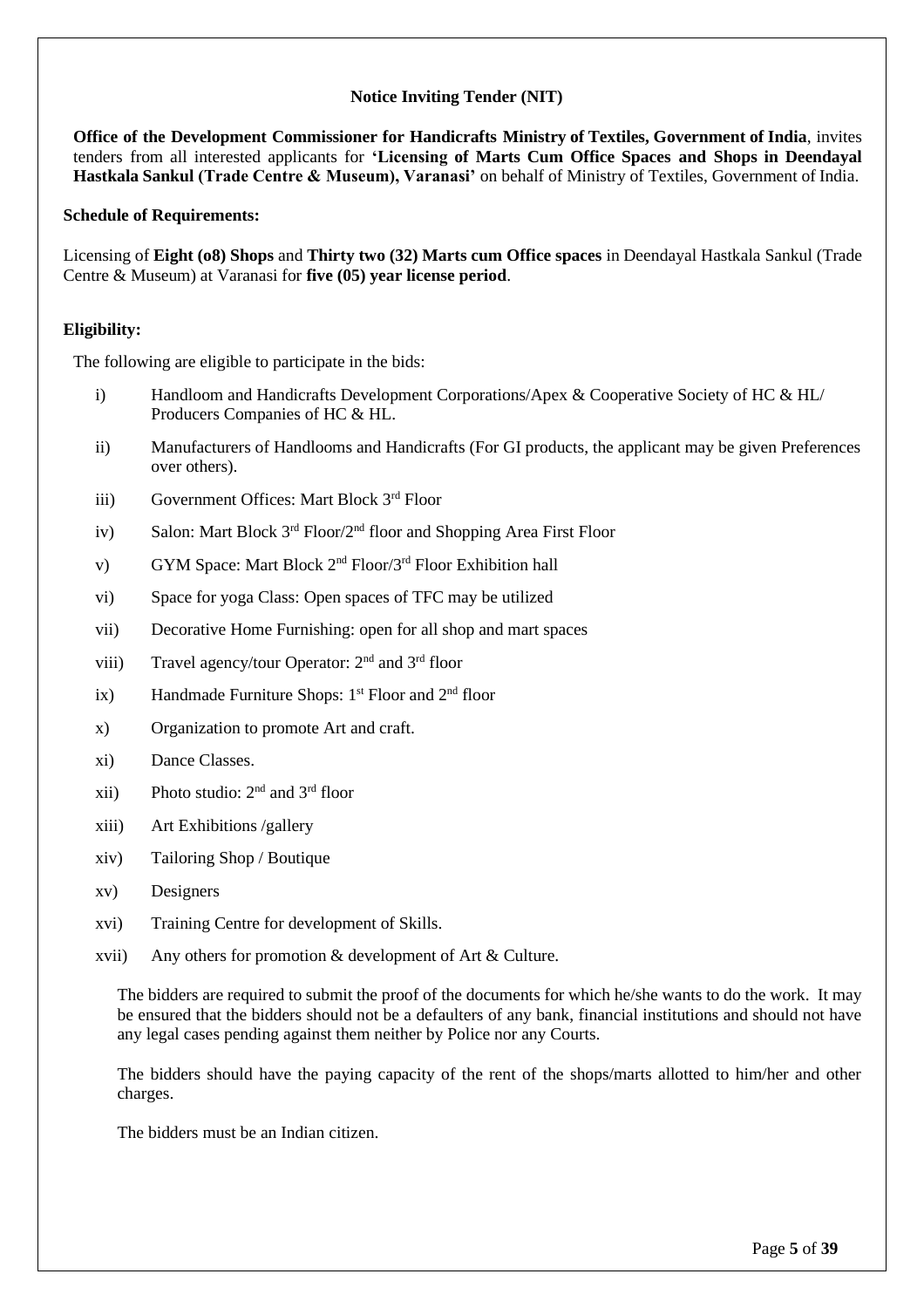# Notice Inviting Tender (NIT)

**Office of the Development Commissioner for Handicrafts Ministry of Textiles, Government of India**, invites tenders from all interested applicants for **'Licensing of Marts Cum Office Spaces and Shops in Deendayal Hastkala Sankul (Trade Centre & Museum), Varanasi'** on behalf of Ministry of Textiles, Government of India.

**Schedule of Requirements:**

Licensing of **Eight (o8) Shops** and **Thirty two (32) Marts cum Office spaces** in Deendayal Hastkala Sankul (Trade Centre & Museum) at Varanasi for **five (05) year license period**.

**Eligibility:**

The following are eligible to participate in the bids:

- i) Handloom and Handicrafts Development Corporations/Apex & Cooperative Society of HC & HL/ Producers Companies of HC & HL.
- ii) Manufacturers of Handlooms and Handicrafts (For GI products, the applicant may be given Preferences over others).
- iii) Government Offices: Mart Block 3rd Floor
- iv) Salon: Mart Block 3rd Floor/2nd floor and Shopping Area First Floor
- v) GYM Space: Mart Block 2nd Floor/3rd Floor Exhibition hall
- vi) Space for yoga Class: Open spaces of TFC may be utilized
- vii) Decorative Home Furnishing: open for all shop and mart spaces
- viii) Travel agency/tour Operator: 2nd and 3rd floor
- ix) Handmade Furniture Shops: 1st Floor and 2nd floor
- x) Organization to promote Art and craft.
- xi) Dance Classes.
- xii) Photo studio: 2nd and 3rd floor
- xiii) Art Exhibitions /gallery
- xiv) Tailoring Shop / Boutique
- xv) Designers
- xvi) Training Centre for development of Skills.
- xvii) Any others for promotion & development of Art & Culture.

The bidders are required to submit the proof of the documents for which he/she wants to do the work. It may be ensured that the bidders should not be a defaulters of any bank, financial institutions and should not have any legal cases pending against them neither by Police nor any Courts.

The bidders should have the paying capacity of the rent of the shops/marts allotted to him/her and other charges.

The bidders must be an Indian citizen.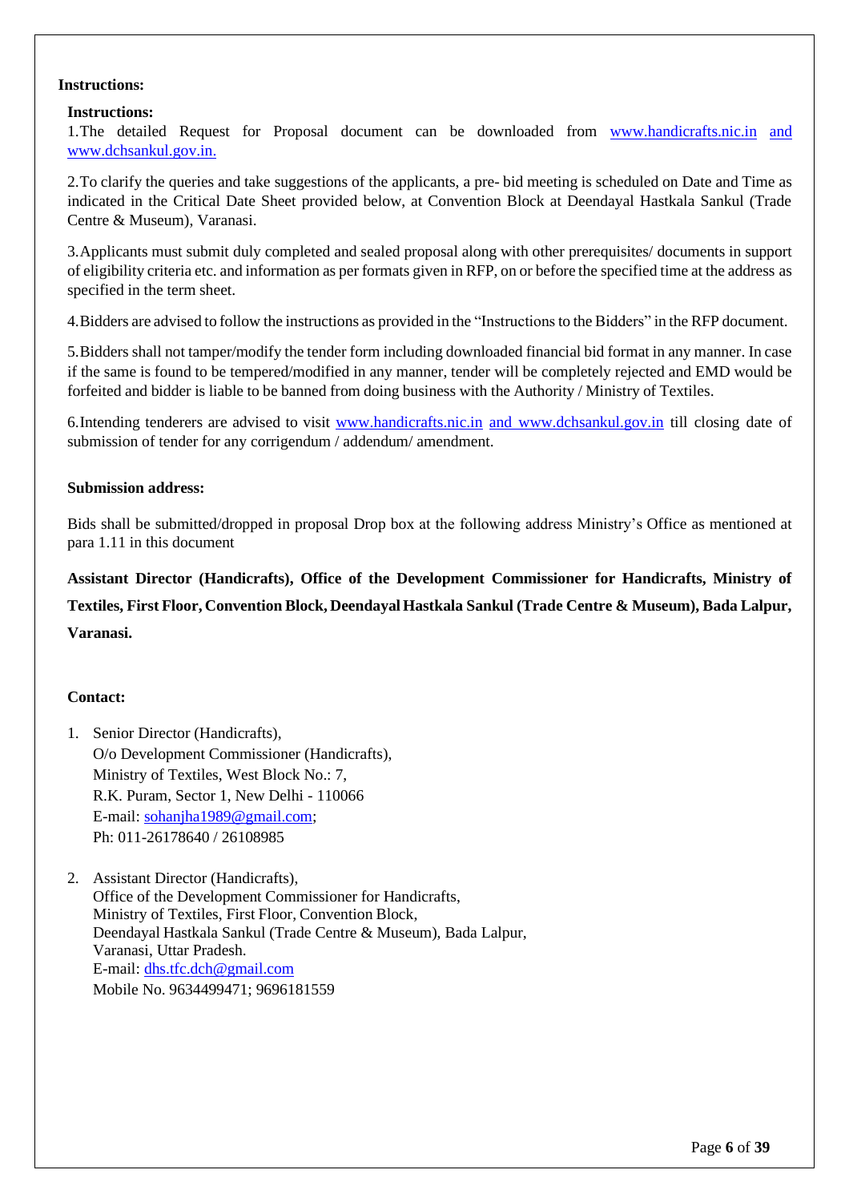**Instructions:**

**Instructions:**

1.The detailed Request for Proposal document can be downloaded from www.handicrafts.nic.in and www.dchsankul.gov.in.

2.To clarify the queries and take suggestions of the applicants, a pre- bid meeting is scheduled on Date and Time as indicated in the Critical Date Sheet provided below, at Convention Block at Deendayal Hastkala Sankul (Trade Centre & Museum), Varanasi.

3.Applicants must submit duly completed and sealed proposal along with other prerequisites/ documents in support of eligibility criteria etc. and information as per formats given in RFP, on or before the specified time at the address as specified in the term sheet.

4.Bidders are advised to follow the instructions as provided in the "Instructions to the Bidders" in the RFP document.

5.Bidders shall not tamper/modify the tender form including downloaded financial bid format in any manner. In case if the same is found to be tempered/modified in any manner, tender will be completely rejected and EMD would be forfeited and bidder is liable to be banned from doing business with the Authority / Ministry of Textiles.

6.Intending tenderers are advised to visit www.handicrafts.nic.in and www.dchsankul.gov.in till closing date of submission of tender for any corrigendum / addendum/ amendment.

**Submission address:**

Bids shall be submitted/dropped in proposal Drop box at the following address Ministry's Office as mentioned at para 1.11 in this document

**Assistant Director (Handicrafts), Office of the Development Commissioner for Handicrafts, Ministry of Textiles, First Floor, Convention Block, Deendayal Hastkala Sankul (Trade Centre & Museum), Bada Lalpur, Varanasi.**

**Contact:**

1. Senior Director (Handicrafts),
   O/o Development Commissioner (Handicrafts),
   Ministry of Textiles, West Block No.: 7,
   R.K. Puram, Sector 1, New Delhi - 110066
   E-mail: sohanjha1989@gmail.com;
   Ph: 011-26178640 / 26108985

2. Assistant Director (Handicrafts),
   Office of the Development Commissioner for Handicrafts,
   Ministry of Textiles, First Floor, Convention Block,
   Deendayal Hastkala Sankul (Trade Centre & Museum), Bada Lalpur,
   Varanasi, Uttar Pradesh.
   E-mail: dhs.tfc.dch@gmail.com
   Mobile No. 9634499471; 9696181559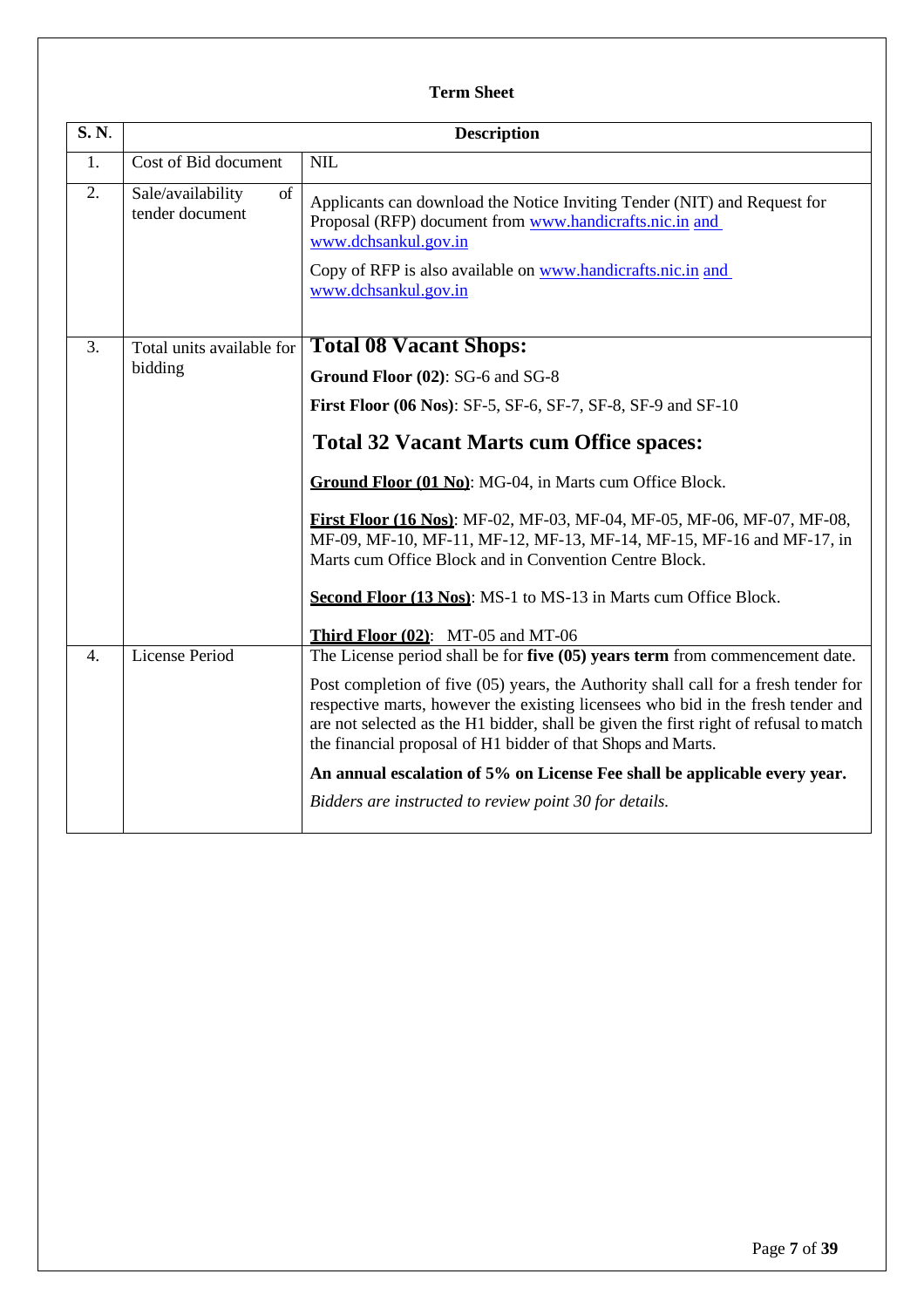## Term Sheet

| S. N. | Description | |
|---|---|---|
| 1. | Cost of Bid document | NIL |
| 2. | Sale/availability of tender document | Applicants can download the Notice Inviting Tender (NIT) and Request for Proposal (RFP) document from www.handicrafts.nic.in and www.dchsankul.gov.in<br><br>Copy of RFP is also available on www.handicrafts.nic.in and www.dchsankul.gov.in |
| 3. | Total units available for bidding | **Total 08 Vacant Shops:**<br><br>**Ground Floor (02)**: SG-6 and SG-8<br><br>**First Floor (06 Nos)**: SF-5, SF-6, SF-7, SF-8, SF-9 and SF-10<br><br>**Total 32 Vacant Marts cum Office spaces:**<br><br>**Ground Floor (01 No)**: MG-04, in Marts cum Office Block.<br><br>**First Floor (16 Nos)**: MF-02, MF-03, MF-04, MF-05, MF-06, MF-07, MF-08, MF-09, MF-10, MF-11, MF-12, MF-13, MF-14, MF-15, MF-16 and MF-17, in Marts cum Office Block and in Convention Centre Block.<br><br>**Second Floor (13 Nos)**: MS-1 to MS-13 in Marts cum Office Block.<br><br>**Third Floor (02)**: MT-05 and MT-06 |
| 4. | License Period | The License period shall be for **five (05) years term** from commencement date.<br><br>Post completion of five (05) years, the Authority shall call for a fresh tender for respective marts, however the existing licensees who bid in the fresh tender and are not selected as the H1 bidder, shall be given the first right of refusal to match the financial proposal of H1 bidder of that Shops and Marts.<br><br>**An annual escalation of 5% on License Fee shall be applicable every year.**<br><br>*Bidders are instructed to review point 30 for details.* |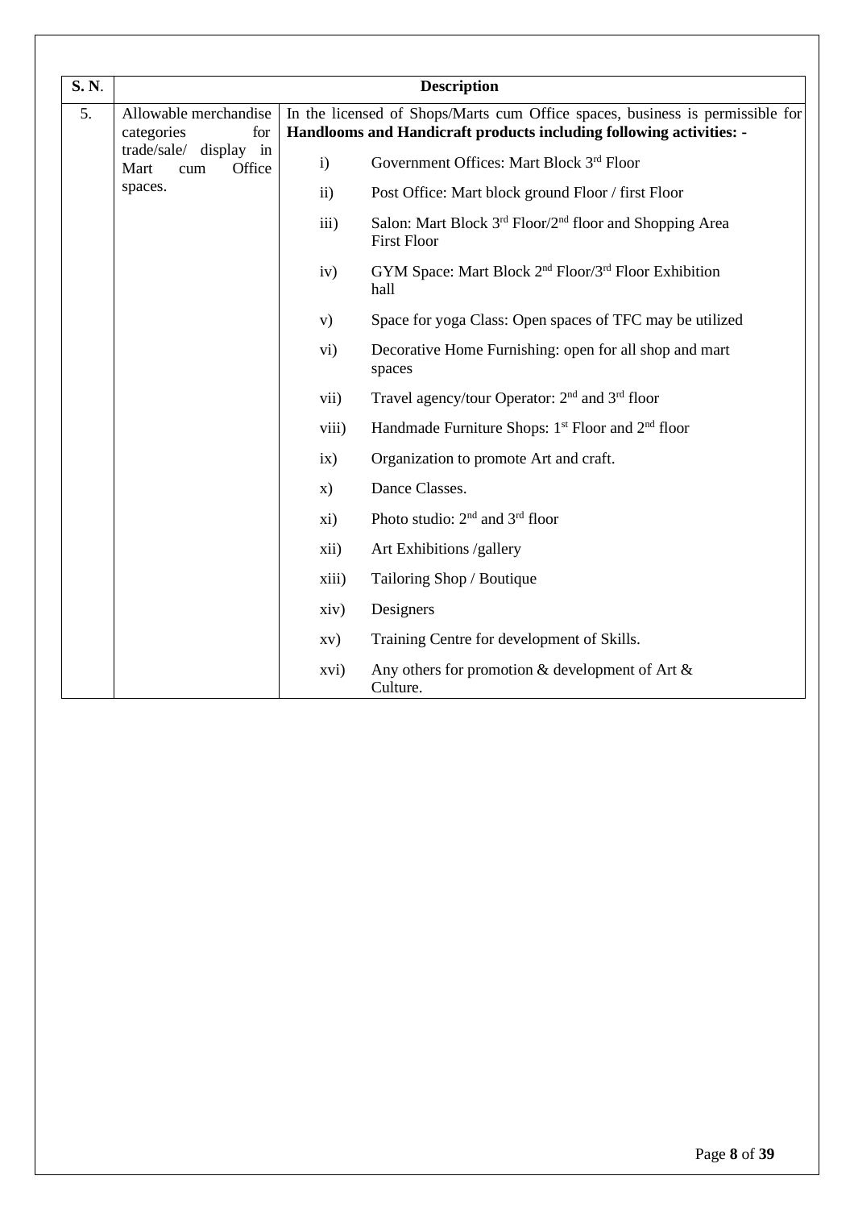| S. N. | Description | |
|---|---|---|
| 5. | Allowable merchandise categories for trade/sale/ display in Mart cum Office spaces. | In the licensed of Shops/Marts cum Office spaces, business is permissible for **Handlooms and Handicraft products including following activities: -**<br>i) Government Offices: Mart Block 3rd Floor<br>ii) Post Office: Mart block ground Floor / first Floor<br>iii) Salon: Mart Block 3rd Floor/2nd floor and Shopping Area First Floor<br>iv) GYM Space: Mart Block 2nd Floor/3rd Floor Exhibition hall<br>v) Space for yoga Class: Open spaces of TFC may be utilized<br>vi) Decorative Home Furnishing: open for all shop and mart spaces<br>vii) Travel agency/tour Operator: 2nd and 3rd floor<br>viii) Handmade Furniture Shops: 1st Floor and 2nd floor<br>ix) Organization to promote Art and craft.<br>x) Dance Classes.<br>xi) Photo studio: 2nd and 3rd floor<br>xii) Art Exhibitions /gallery<br>xiii) Tailoring Shop / Boutique<br>xiv) Designers<br>xv) Training Centre for development of Skills.<br>xvi) Any others for promotion & development of Art & Culture. |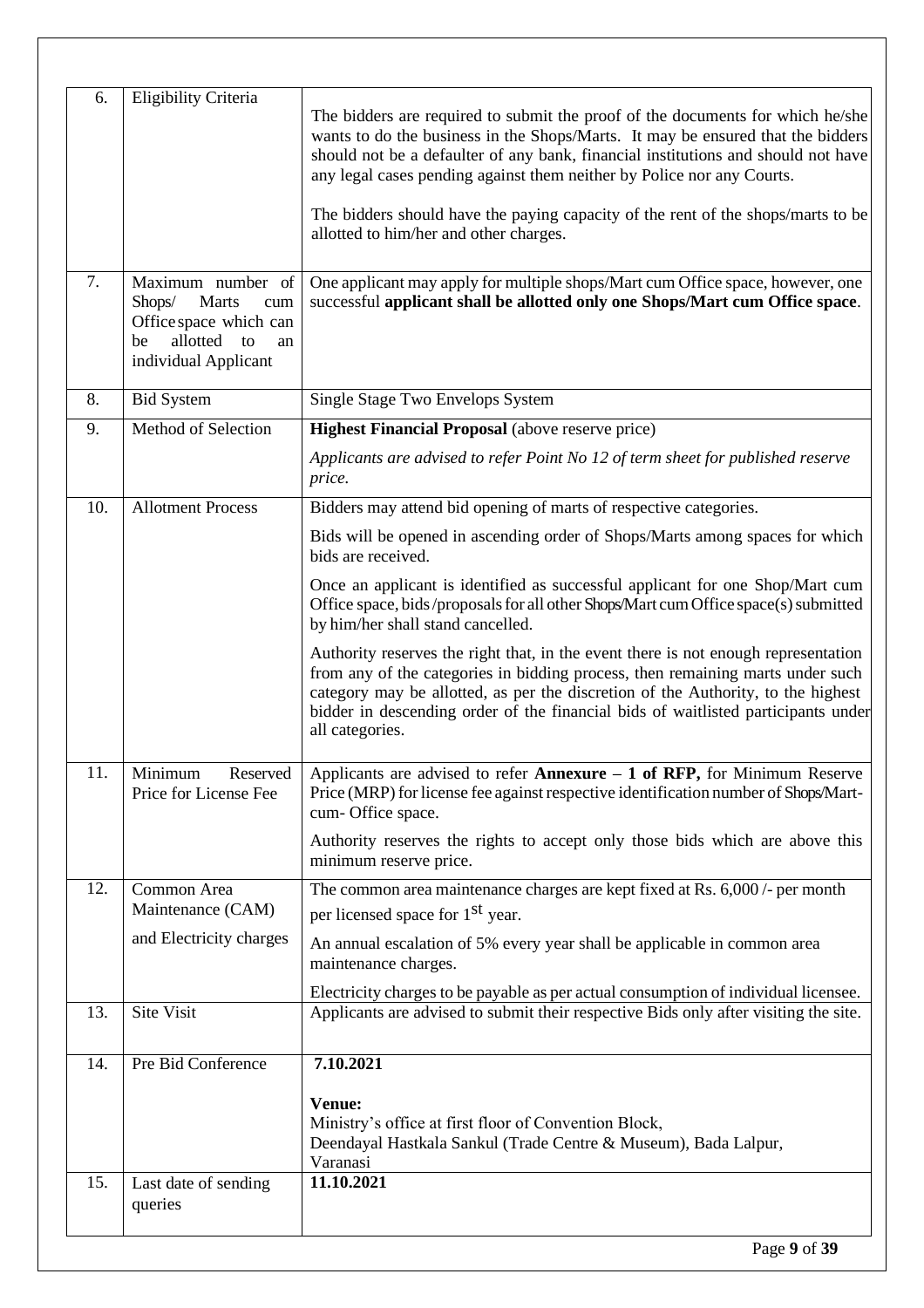| 6. | Eligibility Criteria | The bidders are required to submit the proof of the documents for which he/she wants to do the business in the Shops/Marts. It may be ensured that the bidders should not be a defaulter of any bank, financial institutions and should not have any legal cases pending against them neither by Police nor any Courts.<br><br>The bidders should have the paying capacity of the rent of the shops/marts to be allotted to him/her and other charges. |
|---|---|---|
| 7. | Maximum number of Shops/ Marts cum Office space which can be allotted to an individual Applicant | One applicant may apply for multiple shops/Mart cum Office space, however, one successful **applicant shall be allotted only one Shops/Mart cum Office space**. |
| 8. | Bid System | Single Stage Two Envelops System |
| 9. | Method of Selection | **Highest Financial Proposal** (above reserve price)<br><br>*Applicants are advised to refer Point No 12 of term sheet for published reserve price.* |
| 10. | Allotment Process | Bidders may attend bid opening of marts of respective categories.<br><br>Bids will be opened in ascending order of Shops/Marts among spaces for which bids are received.<br><br>Once an applicant is identified as successful applicant for one Shop/Mart cum Office space, bids /proposals for all other Shops/Mart cum Office space(s) submitted by him/her shall stand cancelled.<br><br>Authority reserves the right that, in the event there is not enough representation from any of the categories in bidding process, then remaining marts under such category may be allotted, as per the discretion of the Authority, to the highest bidder in descending order of the financial bids of waitlisted participants under all categories. |
| 11. | Minimum Reserved Price for License Fee | Applicants are advised to refer **Annexure – 1 of RFP,** for Minimum Reserve Price (MRP) for license fee against respective identification number of Shops/Mart-cum- Office space.<br><br>Authority reserves the rights to accept only those bids which are above this minimum reserve price. |
| 12. | Common Area Maintenance (CAM) and Electricity charges | The common area maintenance charges are kept fixed at Rs. 6,000 /- per month per licensed space for 1st year.<br><br>An annual escalation of 5% every year shall be applicable in common area maintenance charges.<br><br>Electricity charges to be payable as per actual consumption of individual licensee. |
| 13. | Site Visit | Applicants are advised to submit their respective Bids only after visiting the site. |
| 14. | Pre Bid Conference | **7.10.2021**<br><br>**Venue:**<br>Ministry's office at first floor of Convention Block,<br>Deendayal Hastkala Sankul (Trade Centre & Museum), Bada Lalpur,<br>Varanasi |
| 15. | Last date of sending queries | **11.10.2021** |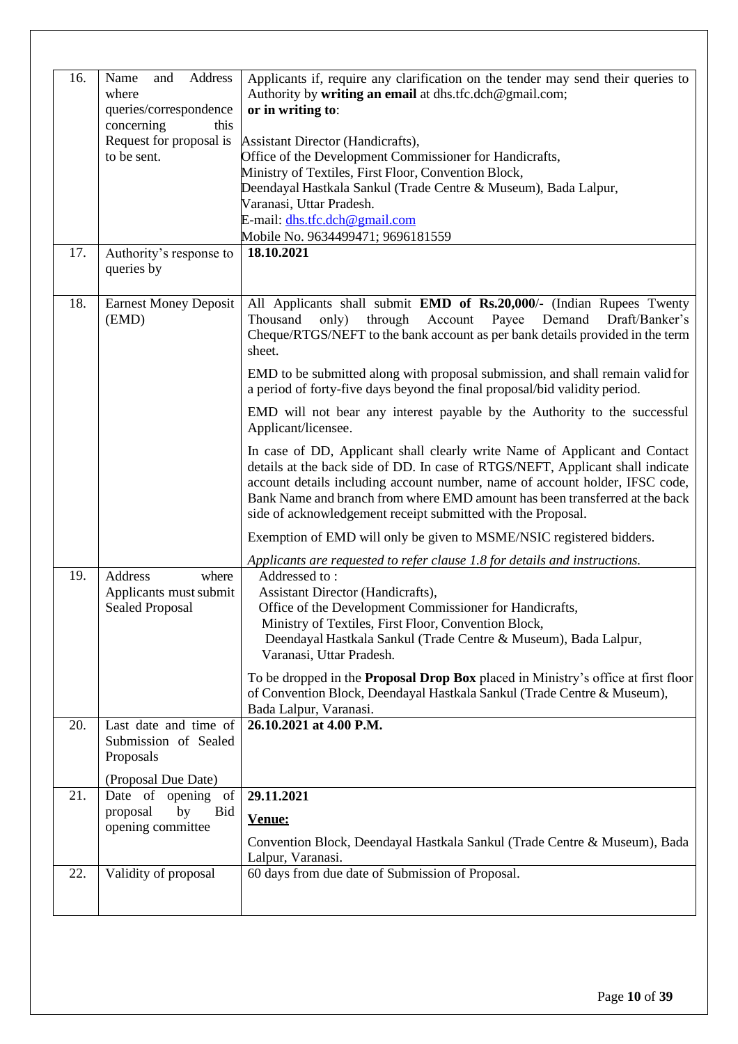| 16. | Name and Address where queries/correspondence concerning this Request for proposal is to be sent. | Applicants if, require any clarification on the tender may send their queries to Authority by **writing an email** at dhs.tfc.dch@gmail.com; **or in writing to**:<br><br>Assistant Director (Handicrafts),<br>Office of the Development Commissioner for Handicrafts,<br>Ministry of Textiles, First Floor, Convention Block,<br>Deendayal Hastkala Sankul (Trade Centre & Museum), Bada Lalpur,<br>Varanasi, Uttar Pradesh.<br>E-mail: dhs.tfc.dch@gmail.com<br>Mobile No. 9634499471; 9696181559 |
|---|---|---|
| 17. | Authority's response to queries by | **18.10.2021** |
| 18. | Earnest Money Deposit (EMD) | All Applicants shall submit **EMD of Rs.20,000**/- (Indian Rupees Twenty Thousand only) through Account Payee Demand Draft/Banker's Cheque/RTGS/NEFT to the bank account as per bank details provided in the term sheet.<br><br>EMD to be submitted along with proposal submission, and shall remain valid for a period of forty-five days beyond the final proposal/bid validity period.<br><br>EMD will not bear any interest payable by the Authority to the successful Applicant/licensee.<br><br>In case of DD, Applicant shall clearly write Name of Applicant and Contact details at the back side of DD. In case of RTGS/NEFT, Applicant shall indicate account details including account number, name of account holder, IFSC code, Bank Name and branch from where EMD amount has been transferred at the back side of acknowledgement receipt submitted with the Proposal.<br><br>Exemption of EMD will only be given to MSME/NSIC registered bidders.<br><br>*Applicants are requested to refer clause 1.8 for details and instructions.* |
| 19. | Address where Applicants must submit Sealed Proposal | Addressed to :<br>Assistant Director (Handicrafts),<br>Office of the Development Commissioner for Handicrafts,<br>Ministry of Textiles, First Floor, Convention Block,<br>Deendayal Hastkala Sankul (Trade Centre & Museum), Bada Lalpur,<br>Varanasi, Uttar Pradesh.<br><br>To be dropped in the **Proposal Drop Box** placed in Ministry's office at first floor of Convention Block, Deendayal Hastkala Sankul (Trade Centre & Museum), Bada Lalpur, Varanasi. |
| 20. | Last date and time of Submission of Sealed Proposals<br><br>(Proposal Due Date) | **26.10.2021 at 4.00 P.M.** |
| 21. | Date of opening of proposal by Bid opening committee | **29.11.2021**<br><br>**Venue:**<br><br>Convention Block, Deendayal Hastkala Sankul (Trade Centre & Museum), Bada Lalpur, Varanasi. |
| 22. | Validity of proposal | 60 days from due date of Submission of Proposal. |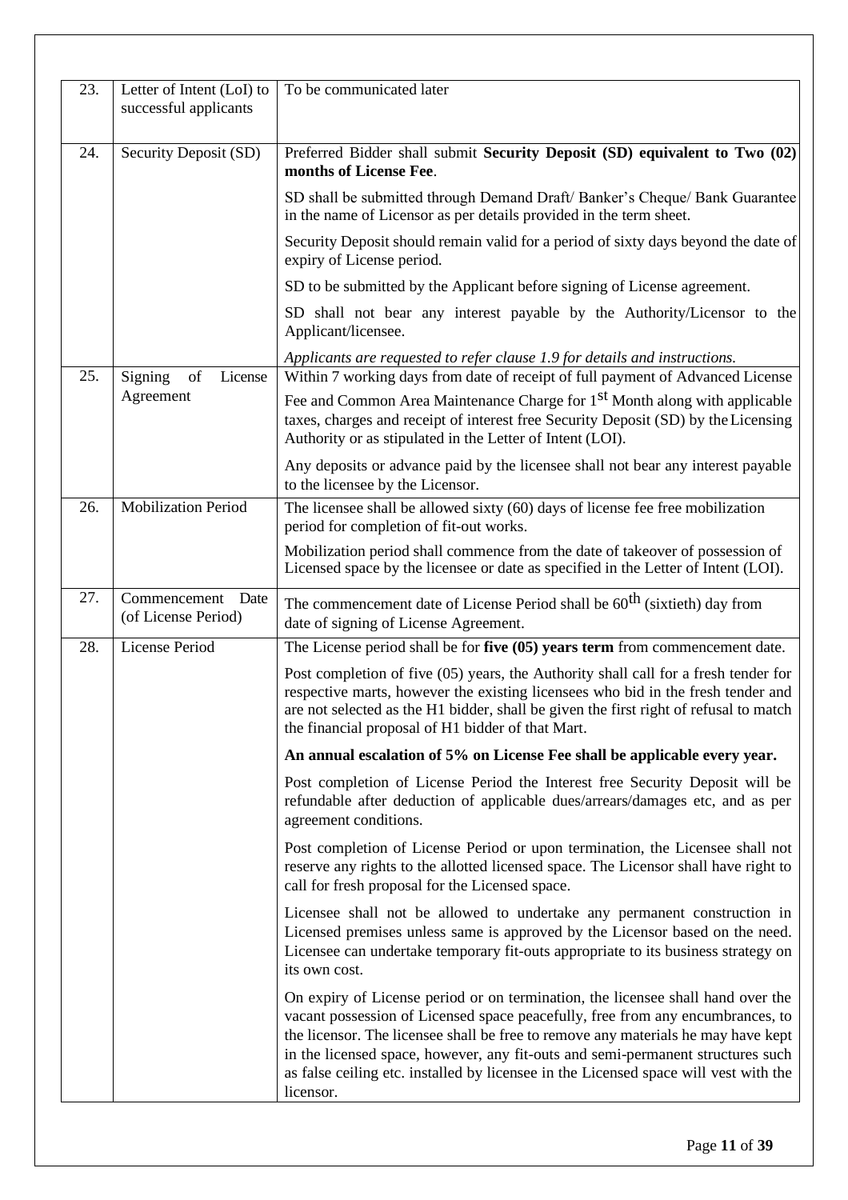| 23. | Letter of Intent (LoI) to successful applicants | To be communicated later |
|---|---|---|
| 24. | Security Deposit (SD) | Preferred Bidder shall submit **Security Deposit (SD) equivalent to Two (02) months of License Fee**.<br><br>SD shall be submitted through Demand Draft/ Banker's Cheque/ Bank Guarantee in the name of Licensor as per details provided in the term sheet.<br><br>Security Deposit should remain valid for a period of sixty days beyond the date of expiry of License period.<br><br>SD to be submitted by the Applicant before signing of License agreement.<br><br>SD shall not bear any interest payable by the Authority/Licensor to the Applicant/licensee.<br><br>*Applicants are requested to refer clause 1.9 for details and instructions.* |
| 25. | Signing of License Agreement | Within 7 working days from date of receipt of full payment of Advanced License Fee and Common Area Maintenance Charge for 1st Month along with applicable taxes, charges and receipt of interest free Security Deposit (SD) by the Licensing Authority or as stipulated in the Letter of Intent (LOI).<br><br>Any deposits or advance paid by the licensee shall not bear any interest payable to the licensee by the Licensor. |
| 26. | Mobilization Period | The licensee shall be allowed sixty (60) days of license fee free mobilization period for completion of fit-out works.<br><br>Mobilization period shall commence from the date of takeover of possession of Licensed space by the licensee or date as specified in the Letter of Intent (LOI). |
| 27. | Commencement Date (of License Period) | The commencement date of License Period shall be 60th (sixtieth) day from date of signing of License Agreement. |
| 28. | License Period | The License period shall be for **five (05) years term** from commencement date.<br><br>Post completion of five (05) years, the Authority shall call for a fresh tender for respective marts, however the existing licensees who bid in the fresh tender and are not selected as the H1 bidder, shall be given the first right of refusal to match the financial proposal of H1 bidder of that Mart.<br><br>**An annual escalation of 5% on License Fee shall be applicable every year.**<br><br>Post completion of License Period the Interest free Security Deposit will be refundable after deduction of applicable dues/arrears/damages etc, and as per agreement conditions.<br><br>Post completion of License Period or upon termination, the Licensee shall not reserve any rights to the allotted licensed space. The Licensor shall have right to call for fresh proposal for the Licensed space.<br><br>Licensee shall not be allowed to undertake any permanent construction in Licensed premises unless same is approved by the Licensor based on the need. Licensee can undertake temporary fit-outs appropriate to its business strategy on its own cost.<br><br>On expiry of License period or on termination, the licensee shall hand over the vacant possession of Licensed space peacefully, free from any encumbrances, to the licensor. The licensee shall be free to remove any materials he may have kept in the licensed space, however, any fit-outs and semi-permanent structures such as false ceiling etc. installed by licensee in the Licensed space will vest with the licensor. |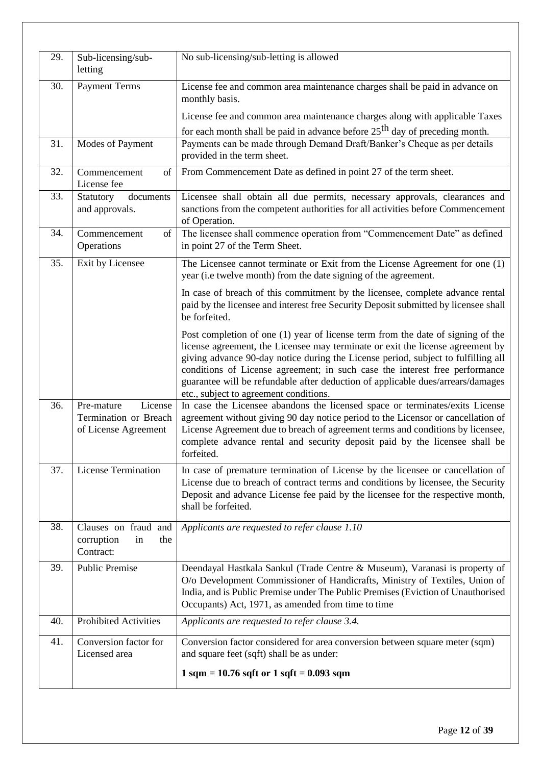| 29. | Sub-licensing/sub-letting | No sub-licensing/sub-letting is allowed |
|---|---|---|
| 30. | Payment Terms | License fee and common area maintenance charges shall be paid in advance on monthly basis.<br><br>License fee and common area maintenance charges along with applicable Taxes for each month shall be paid in advance before 25$^{th}$ day of preceding month. |
| 31. | Modes of Payment | Payments can be made through Demand Draft/Banker's Cheque as per details provided in the term sheet. |
| 32. | Commencement of License fee | From Commencement Date as defined in point 27 of the term sheet. |
| 33. | Statutory documents and approvals. | Licensee shall obtain all due permits, necessary approvals, clearances and sanctions from the competent authorities for all activities before Commencement of Operation. |
| 34. | Commencement of Operations | The licensee shall commence operation from "Commencement Date" as defined in point 27 of the Term Sheet. |
| 35. | Exit by Licensee | The Licensee cannot terminate or Exit from the License Agreement for one (1) year (i.e twelve month) from the date signing of the agreement.<br><br>In case of breach of this commitment by the licensee, complete advance rental paid by the licensee and interest free Security Deposit submitted by licensee shall be forfeited.<br><br>Post completion of one (1) year of license term from the date of signing of the license agreement, the Licensee may terminate or exit the license agreement by giving advance 90-day notice during the License period, subject to fulfilling all conditions of License agreement; in such case the interest free performance guarantee will be refundable after deduction of applicable dues/arrears/damages etc., subject to agreement conditions. |
| 36. | Pre-mature License Termination or Breach of License Agreement | In case the Licensee abandons the licensed space or terminates/exits License agreement without giving 90 day notice period to the Licensor or cancellation of License Agreement due to breach of agreement terms and conditions by licensee, complete advance rental and security deposit paid by the licensee shall be forfeited. |
| 37. | License Termination | In case of premature termination of License by the licensee or cancellation of License due to breach of contract terms and conditions by licensee, the Security Deposit and advance License fee paid by the licensee for the respective month, shall be forfeited. |
| 38. | Clauses on fraud and corruption in the Contract: | *Applicants are requested to refer clause 1.10* |
| 39. | Public Premise | Deendayal Hastkala Sankul (Trade Centre & Museum), Varanasi is property of O/o Development Commissioner of Handicrafts, Ministry of Textiles, Union of India, and is Public Premise under The Public Premises (Eviction of Unauthorised Occupants) Act, 1971, as amended from time to time |
| 40. | Prohibited Activities | *Applicants are requested to refer clause 3.4.* |
| 41. | Conversion factor for Licensed area | Conversion factor considered for area conversion between square meter (sqm) and square feet (sqft) shall be as under:<br><br>**1 sqm = 10.76 sqft or 1 sqft = 0.093 sqm** |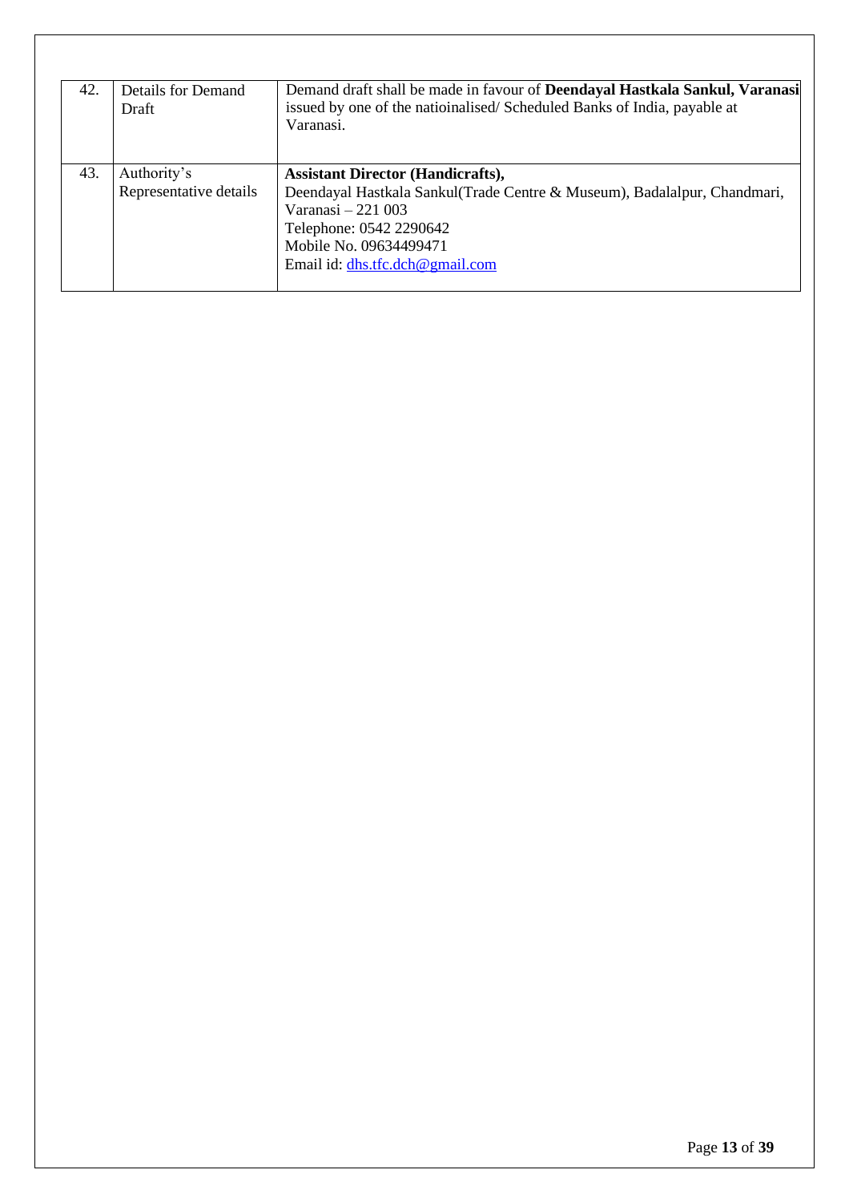| | | |
|---|---|---|
| 42. | Details for Demand Draft | Demand draft shall be made in favour of **Deendayal Hastkala Sankul, Varanasi** issued by one of the natioinalised/ Scheduled Banks of India, payable at Varanasi. |
| 43. | Authority's Representative details | **Assistant Director (Handicrafts),**<br>Deendayal Hastkala Sankul(Trade Centre & Museum), Badalalpur, Chandmari, Varanasi – 221 003<br>Telephone: 0542 2290642<br>Mobile No. 09634499471<br>Email id: dhs.tfc.dch@gmail.com |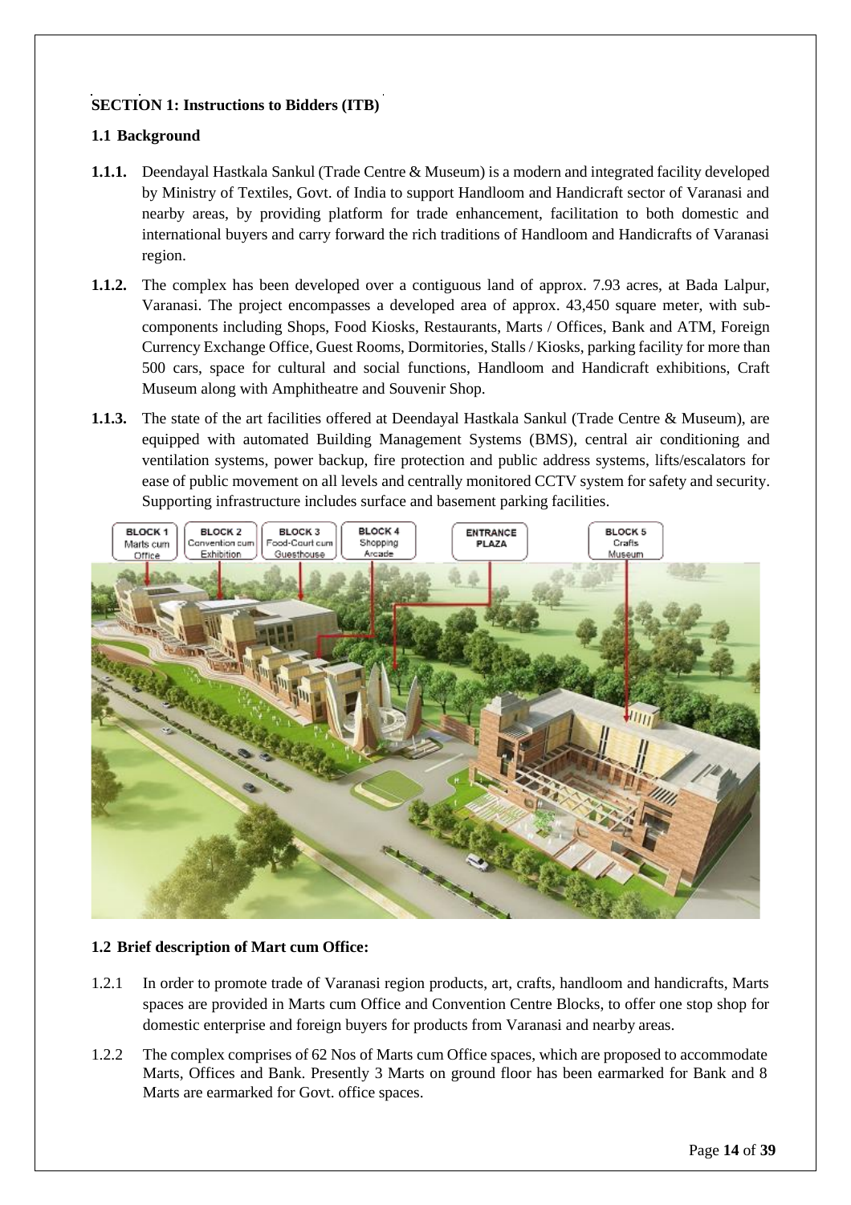**SECTION 1: Instructions to Bidders (ITB)**

**1.1 Background**

**1.1.1.** Deendayal Hastkala Sankul (Trade Centre & Museum) is a modern and integrated facility developed by Ministry of Textiles, Govt. of India to support Handloom and Handicraft sector of Varanasi and nearby areas, by providing platform for trade enhancement, facilitation to both domestic and international buyers and carry forward the rich traditions of Handloom and Handicrafts of Varanasi region.

**1.1.2.** The complex has been developed over a contiguous land of approx. 7.93 acres, at Bada Lalpur, Varanasi. The project encompasses a developed area of approx. 43,450 square meter, with sub-components including Shops, Food Kiosks, Restaurants, Marts / Offices, Bank and ATM, Foreign Currency Exchange Office, Guest Rooms, Dormitories, Stalls / Kiosks, parking facility for more than 500 cars, space for cultural and social functions, Handloom and Handicraft exhibitions, Craft Museum along with Amphitheatre and Souvenir Shop.

**1.1.3.** The state of the art facilities offered at Deendayal Hastkala Sankul (Trade Centre & Museum), are equipped with automated Building Management Systems (BMS), central air conditioning and ventilation systems, power backup, fire protection and public address systems, lifts/escalators for ease of public movement on all levels and centrally monitored CCTV system for safety and security. Supporting infrastructure includes surface and basement parking facilities.

**1.2 Brief description of Mart cum Office:**

1.2.1 In order to promote trade of Varanasi region products, art, crafts, handloom and handicrafts, Marts spaces are provided in Marts cum Office and Convention Centre Blocks, to offer one stop shop for domestic enterprise and foreign buyers for products from Varanasi and nearby areas.

1.2.2 The complex comprises of 62 Nos of Marts cum Office spaces, which are proposed to accommodate Marts, Offices and Bank. Presently 3 Marts on ground floor has been earmarked for Bank and 8 Marts are earmarked for Govt. office spaces.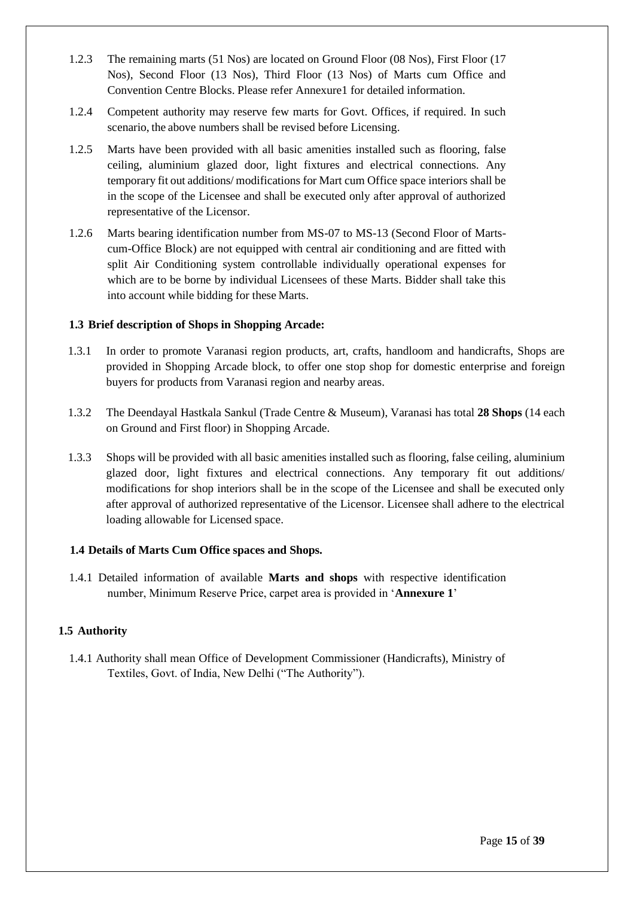1.2.3 The remaining marts (51 Nos) are located on Ground Floor (08 Nos), First Floor (17 Nos), Second Floor (13 Nos), Third Floor (13 Nos) of Marts cum Office and Convention Centre Blocks. Please refer Annexure1 for detailed information.

1.2.4 Competent authority may reserve few marts for Govt. Offices, if required. In such scenario, the above numbers shall be revised before Licensing.

1.2.5 Marts have been provided with all basic amenities installed such as flooring, false ceiling, aluminium glazed door, light fixtures and electrical connections. Any temporary fit out additions/ modifications for Mart cum Office space interiors shall be in the scope of the Licensee and shall be executed only after approval of authorized representative of the Licensor.

1.2.6 Marts bearing identification number from MS-07 to MS-13 (Second Floor of Marts-cum-Office Block) are not equipped with central air conditioning and are fitted with split Air Conditioning system controllable individually operational expenses for which are to be borne by individual Licensees of these Marts. Bidder shall take this into account while bidding for these Marts.

### 1.3 Brief description of Shops in Shopping Arcade:

1.3.1 In order to promote Varanasi region products, art, crafts, handloom and handicrafts, Shops are provided in Shopping Arcade block, to offer one stop shop for domestic enterprise and foreign buyers for products from Varanasi region and nearby areas.

1.3.2 The Deendayal Hastkala Sankul (Trade Centre & Museum), Varanasi has total **28 Shops** (14 each on Ground and First floor) in Shopping Arcade.

1.3.3 Shops will be provided with all basic amenities installed such as flooring, false ceiling, aluminium glazed door, light fixtures and electrical connections. Any temporary fit out additions/ modifications for shop interiors shall be in the scope of the Licensee and shall be executed only after approval of authorized representative of the Licensor. Licensee shall adhere to the electrical loading allowable for Licensed space.

### 1.4 Details of Marts Cum Office spaces and Shops.

1.4.1 Detailed information of available **Marts and shops** with respective identification number, Minimum Reserve Price, carpet area is provided in '**Annexure 1**'

### 1.5 Authority

1.4.1 Authority shall mean Office of Development Commissioner (Handicrafts), Ministry of Textiles, Govt. of India, New Delhi ("The Authority").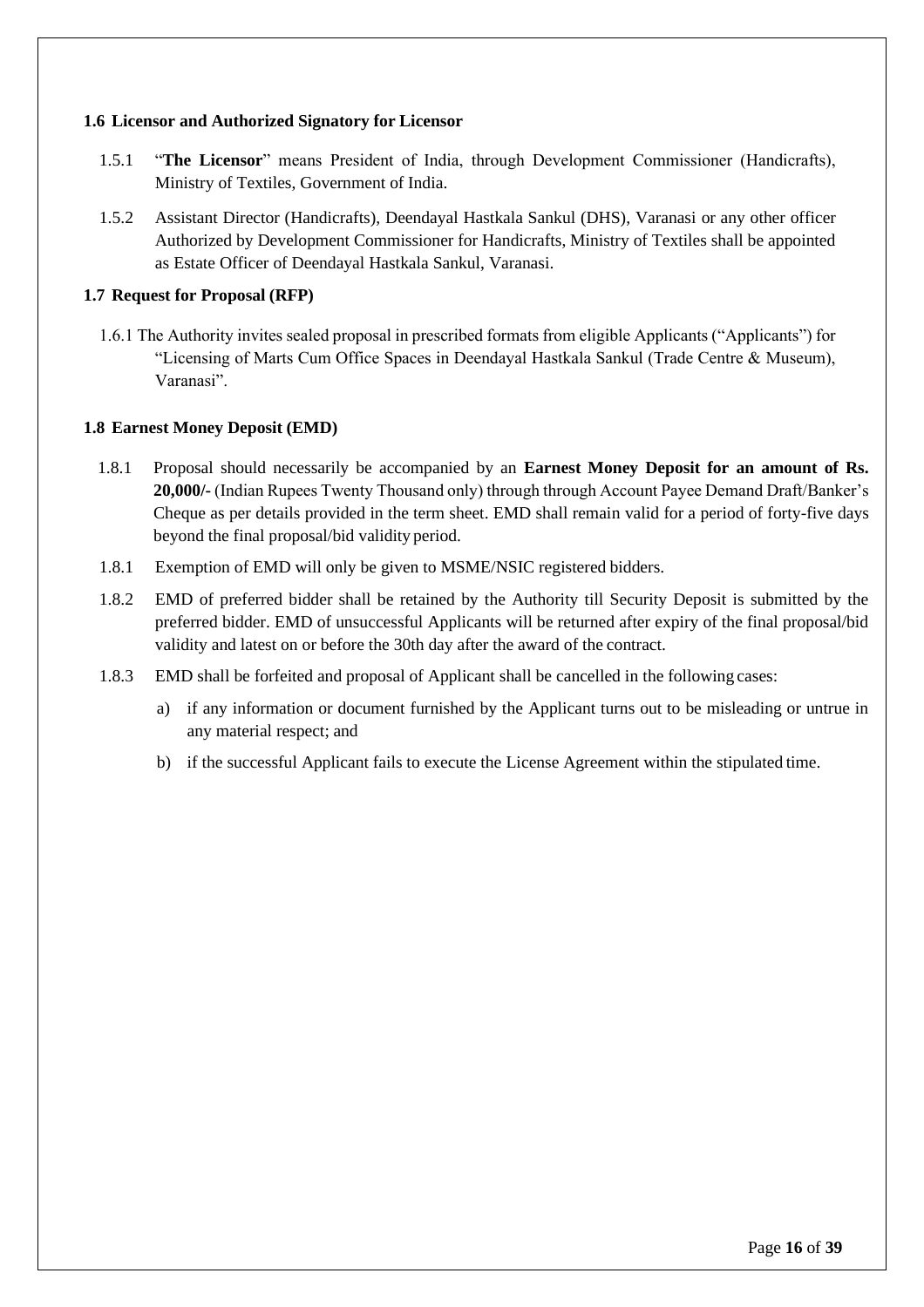### 1.6 Licensor and Authorized Signatory for Licensor

1.5.1 "**The Licensor**" means President of India, through Development Commissioner (Handicrafts), Ministry of Textiles, Government of India.

1.5.2 Assistant Director (Handicrafts), Deendayal Hastkala Sankul (DHS), Varanasi or any other officer Authorized by Development Commissioner for Handicrafts, Ministry of Textiles shall be appointed as Estate Officer of Deendayal Hastkala Sankul, Varanasi.

### 1.7 Request for Proposal (RFP)

1.6.1 The Authority invites sealed proposal in prescribed formats from eligible Applicants ("Applicants") for "Licensing of Marts Cum Office Spaces in Deendayal Hastkala Sankul (Trade Centre & Museum), Varanasi".

### 1.8 Earnest Money Deposit (EMD)

1.8.1 Proposal should necessarily be accompanied by an **Earnest Money Deposit for an amount of Rs. 20,000/-** (Indian Rupees Twenty Thousand only) through through Account Payee Demand Draft/Banker's Cheque as per details provided in the term sheet. EMD shall remain valid for a period of forty-five days beyond the final proposal/bid validity period.

1.8.1 Exemption of EMD will only be given to MSME/NSIC registered bidders.

1.8.2 EMD of preferred bidder shall be retained by the Authority till Security Deposit is submitted by the preferred bidder. EMD of unsuccessful Applicants will be returned after expiry of the final proposal/bid validity and latest on or before the 30th day after the award of the contract.

1.8.3 EMD shall be forfeited and proposal of Applicant shall be cancelled in the following cases:

a) if any information or document furnished by the Applicant turns out to be misleading or untrue in any material respect; and

b) if the successful Applicant fails to execute the License Agreement within the stipulated time.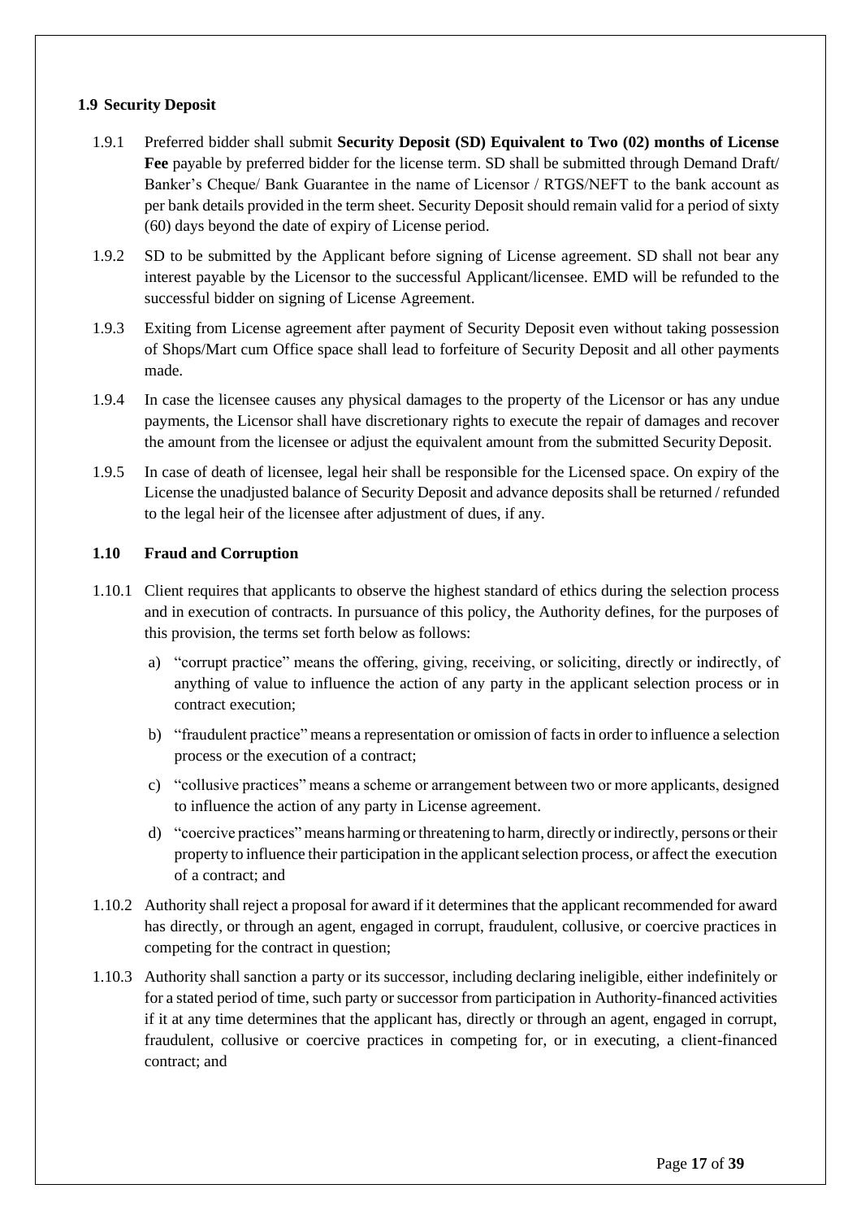### 1.9 Security Deposit

1.9.1 Preferred bidder shall submit **Security Deposit (SD) Equivalent to Two (02) months of License Fee** payable by preferred bidder for the license term. SD shall be submitted through Demand Draft/ Banker's Cheque/ Bank Guarantee in the name of Licensor / RTGS/NEFT to the bank account as per bank details provided in the term sheet. Security Deposit should remain valid for a period of sixty (60) days beyond the date of expiry of License period.

1.9.2 SD to be submitted by the Applicant before signing of License agreement. SD shall not bear any interest payable by the Licensor to the successful Applicant/licensee. EMD will be refunded to the successful bidder on signing of License Agreement.

1.9.3 Exiting from License agreement after payment of Security Deposit even without taking possession of Shops/Mart cum Office space shall lead to forfeiture of Security Deposit and all other payments made.

1.9.4 In case the licensee causes any physical damages to the property of the Licensor or has any undue payments, the Licensor shall have discretionary rights to execute the repair of damages and recover the amount from the licensee or adjust the equivalent amount from the submitted Security Deposit.

1.9.5 In case of death of licensee, legal heir shall be responsible for the Licensed space. On expiry of the License the unadjusted balance of Security Deposit and advance deposits shall be returned / refunded to the legal heir of the licensee after adjustment of dues, if any.

### 1.10 Fraud and Corruption

1.10.1 Client requires that applicants to observe the highest standard of ethics during the selection process and in execution of contracts. In pursuance of this policy, the Authority defines, for the purposes of this provision, the terms set forth below as follows:

a) "corrupt practice" means the offering, giving, receiving, or soliciting, directly or indirectly, of anything of value to influence the action of any party in the applicant selection process or in contract execution;

b) "fraudulent practice" means a representation or omission of facts in order to influence a selection process or the execution of a contract;

c) "collusive practices" means a scheme or arrangement between two or more applicants, designed to influence the action of any party in License agreement.

d) "coercive practices" means harming or threatening to harm, directly or indirectly, persons or their property to influence their participation in the applicant selection process, or affect the execution of a contract; and

1.10.2 Authority shall reject a proposal for award if it determines that the applicant recommended for award has directly, or through an agent, engaged in corrupt, fraudulent, collusive, or coercive practices in competing for the contract in question;

1.10.3 Authority shall sanction a party or its successor, including declaring ineligible, either indefinitely or for a stated period of time, such party or successor from participation in Authority-financed activities if it at any time determines that the applicant has, directly or through an agent, engaged in corrupt, fraudulent, collusive or coercive practices in competing for, or in executing, a client-financed contract; and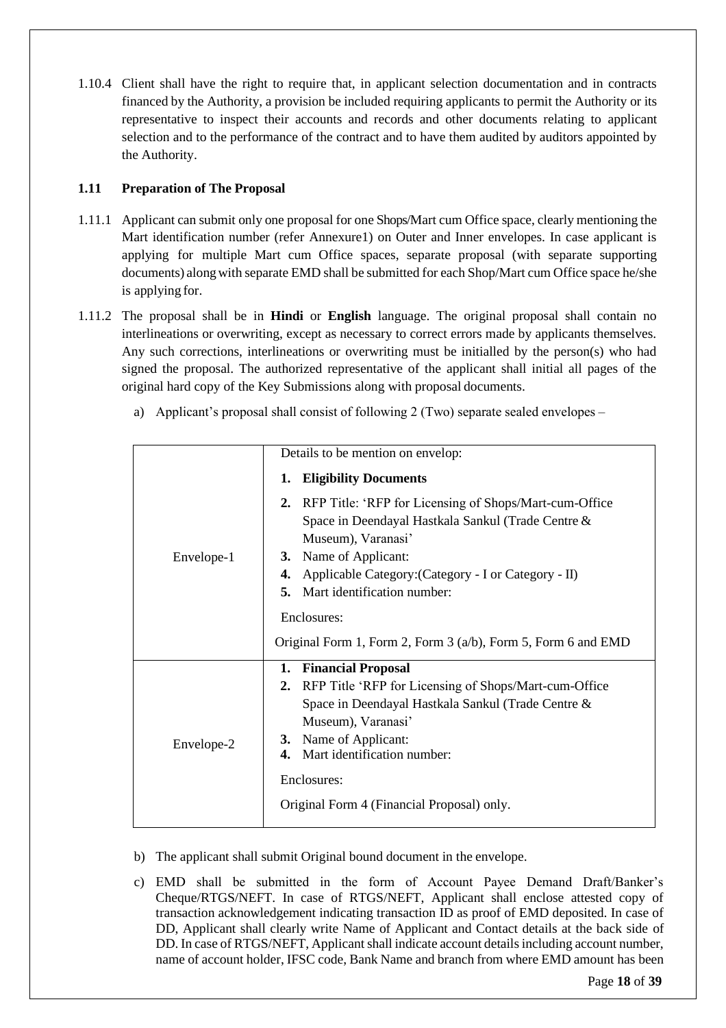1.10.4 Client shall have the right to require that, in applicant selection documentation and in contracts financed by the Authority, a provision be included requiring applicants to permit the Authority or its representative to inspect their accounts and records and other documents relating to applicant selection and to the performance of the contract and to have them audited by auditors appointed by the Authority.

### 1.11 Preparation of The Proposal

1.11.1 Applicant can submit only one proposal for one Shops/Mart cum Office space, clearly mentioning the Mart identification number (refer Annexure1) on Outer and Inner envelopes. In case applicant is applying for multiple Mart cum Office spaces, separate proposal (with separate supporting documents) along with separate EMD shall be submitted for each Shop/Mart cum Office space he/she is applying for.

1.11.2 The proposal shall be in **Hindi** or **English** language. The original proposal shall contain no interlineations or overwriting, except as necessary to correct errors made by applicants themselves. Any such corrections, interlineations or overwriting must be initialled by the person(s) who had signed the proposal. The authorized representative of the applicant shall initial all pages of the original hard copy of the Key Submissions along with proposal documents.

a) Applicant's proposal shall consist of following 2 (Two) separate sealed envelopes –

| | |
|---|---|
| Envelope-1 | Details to be mention on envelop:<br>1. **Eligibility Documents**<br>2. RFP Title: 'RFP for Licensing of Shops/Mart-cum-Office Space in Deendayal Hastkala Sankul (Trade Centre & Museum), Varanasi'<br>3. Name of Applicant:<br>4. Applicable Category:(Category - I or Category - II)<br>5. Mart identification number:<br>Enclosures:<br>Original Form 1, Form 2, Form 3 (a/b), Form 5, Form 6 and EMD |
| Envelope-2 | 1. **Financial Proposal**<br>2. RFP Title 'RFP for Licensing of Shops/Mart-cum-Office Space in Deendayal Hastkala Sankul (Trade Centre & Museum), Varanasi'<br>3. Name of Applicant:<br>4. Mart identification number:<br>Enclosures:<br>Original Form 4 (Financial Proposal) only. |

b) The applicant shall submit Original bound document in the envelope.

c) EMD shall be submitted in the form of Account Payee Demand Draft/Banker's Cheque/RTGS/NEFT. In case of RTGS/NEFT, Applicant shall enclose attested copy of transaction acknowledgement indicating transaction ID as proof of EMD deposited. In case of DD, Applicant shall clearly write Name of Applicant and Contact details at the back side of DD. In case of RTGS/NEFT, Applicant shall indicate account details including account number, name of account holder, IFSC code, Bank Name and branch from where EMD amount has been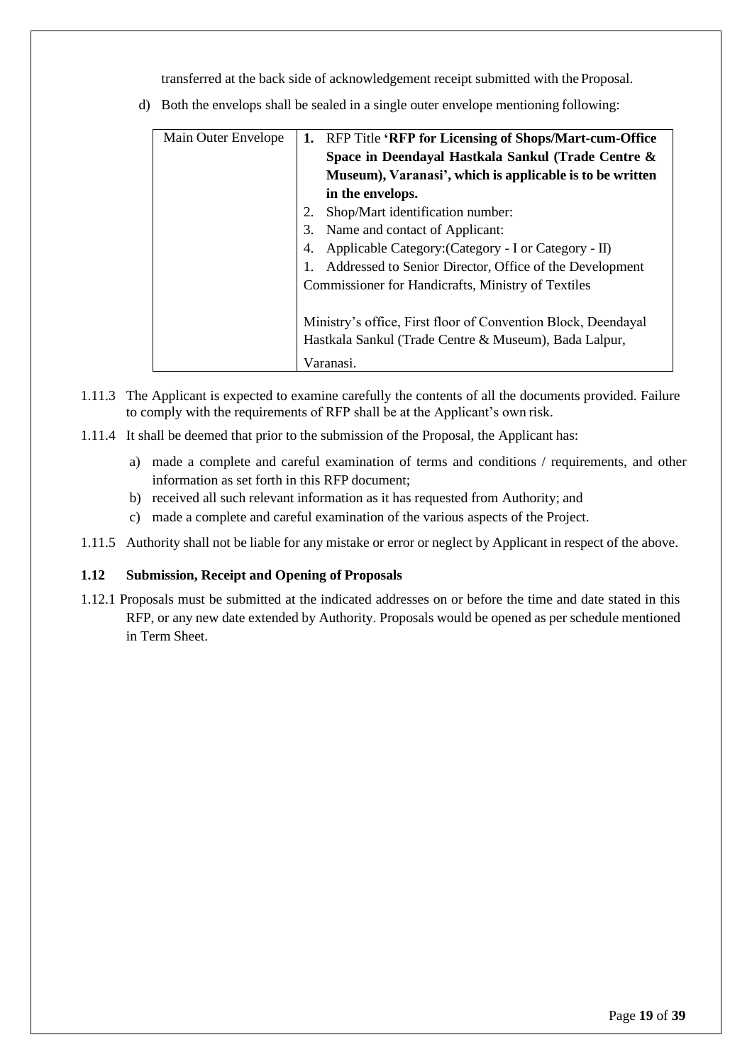transferred at the back side of acknowledgement receipt submitted with the Proposal.

d) Both the envelops shall be sealed in a single outer envelope mentioning following:

| Main Outer Envelope | 1. RFP Title **'RFP for Licensing of Shops/Mart-cum-Office Space in Deendayal Hastkala Sankul (Trade Centre & Museum), Varanasi', which is applicable is to be written in the envelops.**<br>2. Shop/Mart identification number:<br>3. Name and contact of Applicant:<br>4. Applicable Category:(Category - I or Category - II)<br>1. Addressed to Senior Director, Office of the Development Commissioner for Handicrafts, Ministry of Textiles<br><br>Ministry's office, First floor of Convention Block, Deendayal Hastkala Sankul (Trade Centre & Museum), Bada Lalpur, Varanasi. |
|---|---|

1.11.3 The Applicant is expected to examine carefully the contents of all the documents provided. Failure to comply with the requirements of RFP shall be at the Applicant's own risk.

1.11.4 It shall be deemed that prior to the submission of the Proposal, the Applicant has:

a) made a complete and careful examination of terms and conditions / requirements, and other information as set forth in this RFP document;
b) received all such relevant information as it has requested from Authority; and
c) made a complete and careful examination of the various aspects of the Project.

1.11.5 Authority shall not be liable for any mistake or error or neglect by Applicant in respect of the above.

### 1.12 Submission, Receipt and Opening of Proposals

1.12.1 Proposals must be submitted at the indicated addresses on or before the time and date stated in this RFP, or any new date extended by Authority. Proposals would be opened as per schedule mentioned in Term Sheet.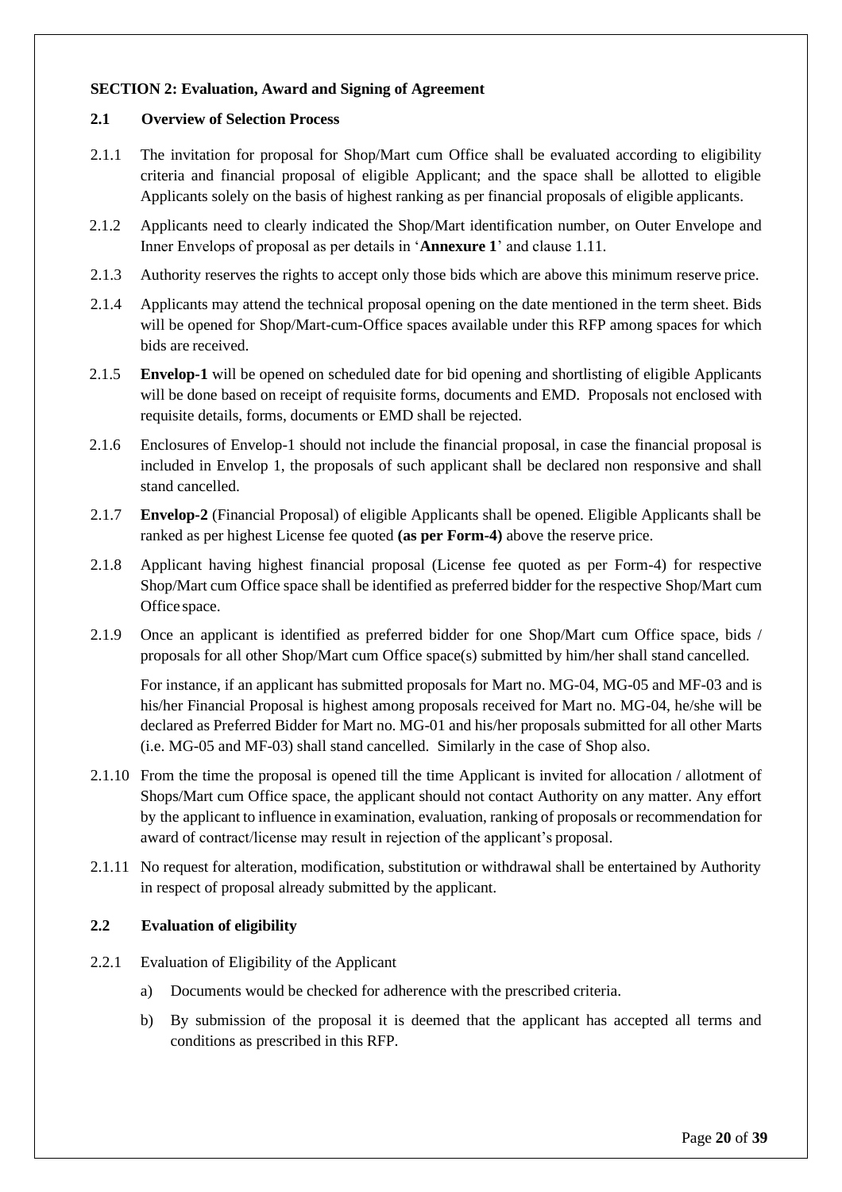**SECTION 2: Evaluation, Award and Signing of Agreement**

**2.1 Overview of Selection Process**

2.1.1 The invitation for proposal for Shop/Mart cum Office shall be evaluated according to eligibility criteria and financial proposal of eligible Applicant; and the space shall be allotted to eligible Applicants solely on the basis of highest ranking as per financial proposals of eligible applicants.

2.1.2 Applicants need to clearly indicated the Shop/Mart identification number, on Outer Envelope and Inner Envelops of proposal as per details in '**Annexure 1**' and clause 1.11.

2.1.3 Authority reserves the rights to accept only those bids which are above this minimum reserve price.

2.1.4 Applicants may attend the technical proposal opening on the date mentioned in the term sheet. Bids will be opened for Shop/Mart-cum-Office spaces available under this RFP among spaces for which bids are received.

2.1.5 **Envelop-1** will be opened on scheduled date for bid opening and shortlisting of eligible Applicants will be done based on receipt of requisite forms, documents and EMD. Proposals not enclosed with requisite details, forms, documents or EMD shall be rejected.

2.1.6 Enclosures of Envelop-1 should not include the financial proposal, in case the financial proposal is included in Envelop 1, the proposals of such applicant shall be declared non responsive and shall stand cancelled.

2.1.7 **Envelop-2** (Financial Proposal) of eligible Applicants shall be opened. Eligible Applicants shall be ranked as per highest License fee quoted **(as per Form-4)** above the reserve price.

2.1.8 Applicant having highest financial proposal (License fee quoted as per Form-4) for respective Shop/Mart cum Office space shall be identified as preferred bidder for the respective Shop/Mart cum Office space.

2.1.9 Once an applicant is identified as preferred bidder for one Shop/Mart cum Office space, bids / proposals for all other Shop/Mart cum Office space(s) submitted by him/her shall stand cancelled.

For instance, if an applicant has submitted proposals for Mart no. MG-04, MG-05 and MF-03 and is his/her Financial Proposal is highest among proposals received for Mart no. MG-04, he/she will be declared as Preferred Bidder for Mart no. MG-01 and his/her proposals submitted for all other Marts (i.e. MG-05 and MF-03) shall stand cancelled. Similarly in the case of Shop also.

2.1.10 From the time the proposal is opened till the time Applicant is invited for allocation / allotment of Shops/Mart cum Office space, the applicant should not contact Authority on any matter. Any effort by the applicant to influence in examination, evaluation, ranking of proposals or recommendation for award of contract/license may result in rejection of the applicant's proposal.

2.1.11 No request for alteration, modification, substitution or withdrawal shall be entertained by Authority in respect of proposal already submitted by the applicant.

**2.2 Evaluation of eligibility**

2.2.1 Evaluation of Eligibility of the Applicant

a) Documents would be checked for adherence with the prescribed criteria.

b) By submission of the proposal it is deemed that the applicant has accepted all terms and conditions as prescribed in this RFP.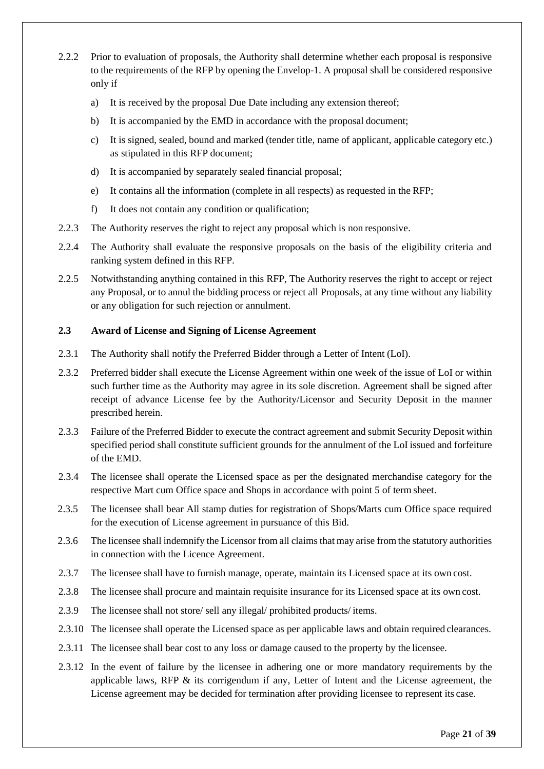2.2.2 Prior to evaluation of proposals, the Authority shall determine whether each proposal is responsive to the requirements of the RFP by opening the Envelop-1. A proposal shall be considered responsive only if

a) It is received by the proposal Due Date including any extension thereof;

b) It is accompanied by the EMD in accordance with the proposal document;

c) It is signed, sealed, bound and marked (tender title, name of applicant, applicable category etc.) as stipulated in this RFP document;

d) It is accompanied by separately sealed financial proposal;

e) It contains all the information (complete in all respects) as requested in the RFP;

f) It does not contain any condition or qualification;

2.2.3 The Authority reserves the right to reject any proposal which is non responsive.

2.2.4 The Authority shall evaluate the responsive proposals on the basis of the eligibility criteria and ranking system defined in this RFP.

2.2.5 Notwithstanding anything contained in this RFP, The Authority reserves the right to accept or reject any Proposal, or to annul the bidding process or reject all Proposals, at any time without any liability or any obligation for such rejection or annulment.

### 2.3 Award of License and Signing of License Agreement

2.3.1 The Authority shall notify the Preferred Bidder through a Letter of Intent (LoI).

2.3.2 Preferred bidder shall execute the License Agreement within one week of the issue of LoI or within such further time as the Authority may agree in its sole discretion. Agreement shall be signed after receipt of advance License fee by the Authority/Licensor and Security Deposit in the manner prescribed herein.

2.3.3 Failure of the Preferred Bidder to execute the contract agreement and submit Security Deposit within specified period shall constitute sufficient grounds for the annulment of the LoI issued and forfeiture of the EMD.

2.3.4 The licensee shall operate the Licensed space as per the designated merchandise category for the respective Mart cum Office space and Shops in accordance with point 5 of term sheet.

2.3.5 The licensee shall bear All stamp duties for registration of Shops/Marts cum Office space required for the execution of License agreement in pursuance of this Bid.

2.3.6 The licensee shall indemnify the Licensor from all claims that may arise from the statutory authorities in connection with the Licence Agreement.

2.3.7 The licensee shall have to furnish manage, operate, maintain its Licensed space at its own cost.

2.3.8 The licensee shall procure and maintain requisite insurance for its Licensed space at its own cost.

2.3.9 The licensee shall not store/ sell any illegal/ prohibited products/ items.

2.3.10 The licensee shall operate the Licensed space as per applicable laws and obtain required clearances.

2.3.11 The licensee shall bear cost to any loss or damage caused to the property by the licensee.

2.3.12 In the event of failure by the licensee in adhering one or more mandatory requirements by the applicable laws, RFP & its corrigendum if any, Letter of Intent and the License agreement, the License agreement may be decided for termination after providing licensee to represent its case.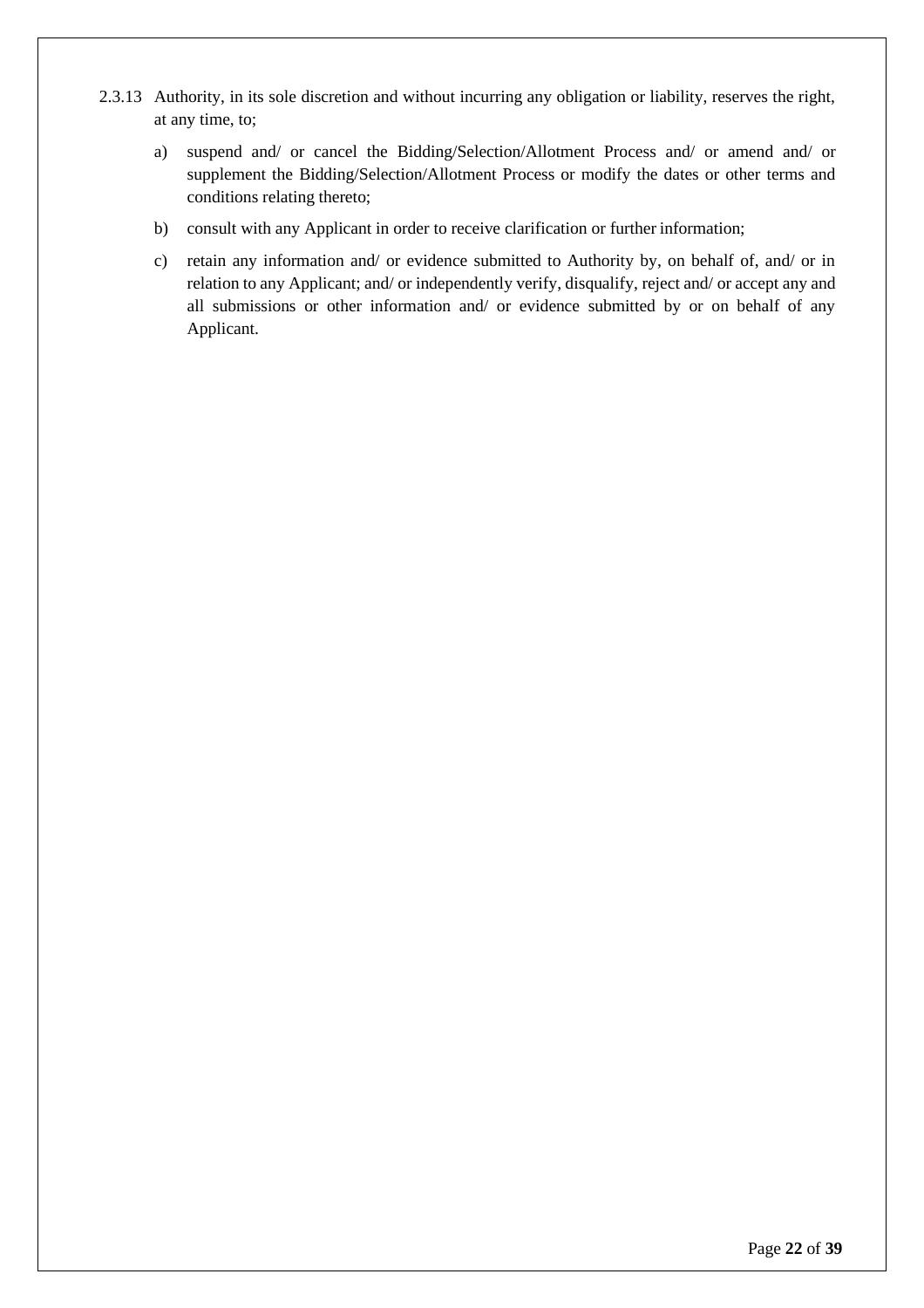2.3.13 Authority, in its sole discretion and without incurring any obligation or liability, reserves the right, at any time, to;

a) suspend and/ or cancel the Bidding/Selection/Allotment Process and/ or amend and/ or supplement the Bidding/Selection/Allotment Process or modify the dates or other terms and conditions relating thereto;

b) consult with any Applicant in order to receive clarification or further information;

c) retain any information and/ or evidence submitted to Authority by, on behalf of, and/ or in relation to any Applicant; and/ or independently verify, disqualify, reject and/ or accept any and all submissions or other information and/ or evidence submitted by or on behalf of any Applicant.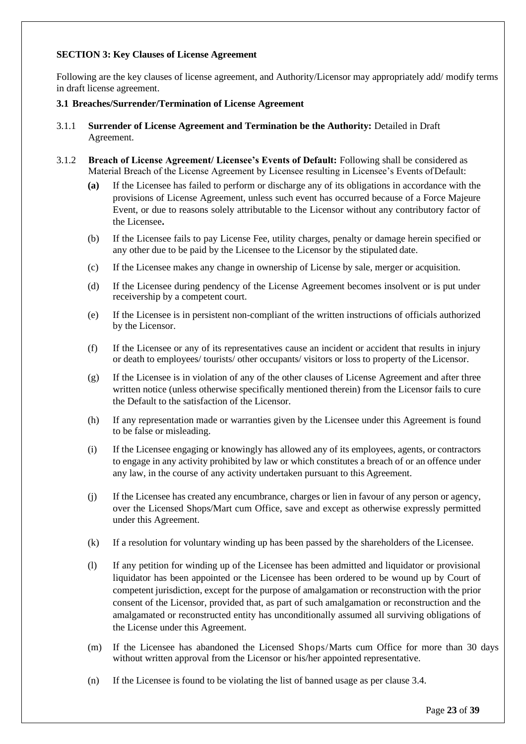### SECTION 3: Key Clauses of License Agreement

Following are the key clauses of license agreement, and Authority/Licensor may appropriately add/ modify terms in draft license agreement.

#### 3.1 Breaches/Surrender/Termination of License Agreement

3.1.1 **Surrender of License Agreement and Termination be the Authority:** Detailed in Draft Agreement.

3.1.2 **Breach of License Agreement/ Licensee's Events of Default:** Following shall be considered as Material Breach of the License Agreement by Licensee resulting in Licensee's Events of Default:

- **(a)** If the Licensee has failed to perform or discharge any of its obligations in accordance with the provisions of License Agreement, unless such event has occurred because of a Force Majeure Event, or due to reasons solely attributable to the Licensor without any contributory factor of the Licensee**.**
- (b) If the Licensee fails to pay License Fee, utility charges, penalty or damage herein specified or any other due to be paid by the Licensee to the Licensor by the stipulated date.
- (c) If the Licensee makes any change in ownership of License by sale, merger or acquisition.
- (d) If the Licensee during pendency of the License Agreement becomes insolvent or is put under receivership by a competent court.
- (e) If the Licensee is in persistent non-compliant of the written instructions of officials authorized by the Licensor.
- (f) If the Licensee or any of its representatives cause an incident or accident that results in injury or death to employees/ tourists/ other occupants/ visitors or loss to property of the Licensor.
- (g) If the Licensee is in violation of any of the other clauses of License Agreement and after three written notice (unless otherwise specifically mentioned therein) from the Licensor fails to cure the Default to the satisfaction of the Licensor.
- (h) If any representation made or warranties given by the Licensee under this Agreement is found to be false or misleading.
- (i) If the Licensee engaging or knowingly has allowed any of its employees, agents, or contractors to engage in any activity prohibited by law or which constitutes a breach of or an offence under any law, in the course of any activity undertaken pursuant to this Agreement.
- (j) If the Licensee has created any encumbrance, charges or lien in favour of any person or agency, over the Licensed Shops/Mart cum Office, save and except as otherwise expressly permitted under this Agreement.
- (k) If a resolution for voluntary winding up has been passed by the shareholders of the Licensee.
- (l) If any petition for winding up of the Licensee has been admitted and liquidator or provisional liquidator has been appointed or the Licensee has been ordered to be wound up by Court of competent jurisdiction, except for the purpose of amalgamation or reconstruction with the prior consent of the Licensor, provided that, as part of such amalgamation or reconstruction and the amalgamated or reconstructed entity has unconditionally assumed all surviving obligations of the License under this Agreement.
- (m) If the Licensee has abandoned the Licensed Shops/Marts cum Office for more than 30 days without written approval from the Licensor or his/her appointed representative.
- (n) If the Licensee is found to be violating the list of banned usage as per clause 3.4.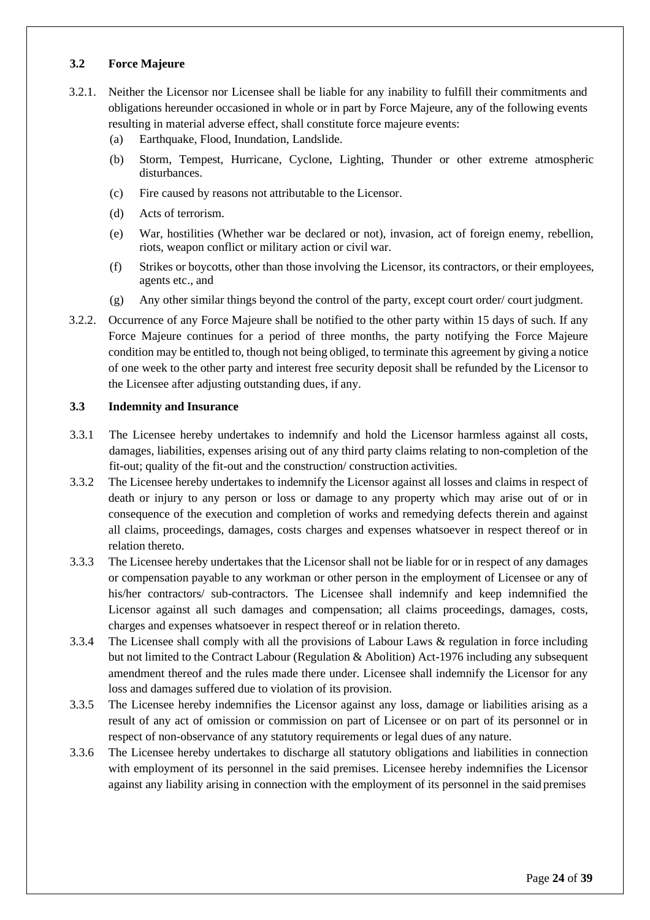### 3.2 Force Majeure

3.2.1. Neither the Licensor nor Licensee shall be liable for any inability to fulfill their commitments and obligations hereunder occasioned in whole or in part by Force Majeure, any of the following events resulting in material adverse effect, shall constitute force majeure events:

(a) Earthquake, Flood, Inundation, Landslide.

(b) Storm, Tempest, Hurricane, Cyclone, Lighting, Thunder or other extreme atmospheric disturbances.

(c) Fire caused by reasons not attributable to the Licensor.

(d) Acts of terrorism.

(e) War, hostilities (Whether war be declared or not), invasion, act of foreign enemy, rebellion, riots, weapon conflict or military action or civil war.

(f) Strikes or boycotts, other than those involving the Licensor, its contractors, or their employees, agents etc., and

(g) Any other similar things beyond the control of the party, except court order/ court judgment.

3.2.2. Occurrence of any Force Majeure shall be notified to the other party within 15 days of such. If any Force Majeure continues for a period of three months, the party notifying the Force Majeure condition may be entitled to, though not being obliged, to terminate this agreement by giving a notice of one week to the other party and interest free security deposit shall be refunded by the Licensor to the Licensee after adjusting outstanding dues, if any.

### 3.3 Indemnity and Insurance

3.3.1 The Licensee hereby undertakes to indemnify and hold the Licensor harmless against all costs, damages, liabilities, expenses arising out of any third party claims relating to non-completion of the fit-out; quality of the fit-out and the construction/ construction activities.

3.3.2 The Licensee hereby undertakes to indemnify the Licensor against all losses and claims in respect of death or injury to any person or loss or damage to any property which may arise out of or in consequence of the execution and completion of works and remedying defects therein and against all claims, proceedings, damages, costs charges and expenses whatsoever in respect thereof or in relation thereto.

3.3.3 The Licensee hereby undertakes that the Licensor shall not be liable for or in respect of any damages or compensation payable to any workman or other person in the employment of Licensee or any of his/her contractors/ sub-contractors. The Licensee shall indemnify and keep indemnified the Licensor against all such damages and compensation; all claims proceedings, damages, costs, charges and expenses whatsoever in respect thereof or in relation thereto.

3.3.4 The Licensee shall comply with all the provisions of Labour Laws & regulation in force including but not limited to the Contract Labour (Regulation & Abolition) Act-1976 including any subsequent amendment thereof and the rules made there under. Licensee shall indemnify the Licensor for any loss and damages suffered due to violation of its provision.

3.3.5 The Licensee hereby indemnifies the Licensor against any loss, damage or liabilities arising as a result of any act of omission or commission on part of Licensee or on part of its personnel or in respect of non-observance of any statutory requirements or legal dues of any nature.

3.3.6 The Licensee hereby undertakes to discharge all statutory obligations and liabilities in connection with employment of its personnel in the said premises. Licensee hereby indemnifies the Licensor against any liability arising in connection with the employment of its personnel in the said premises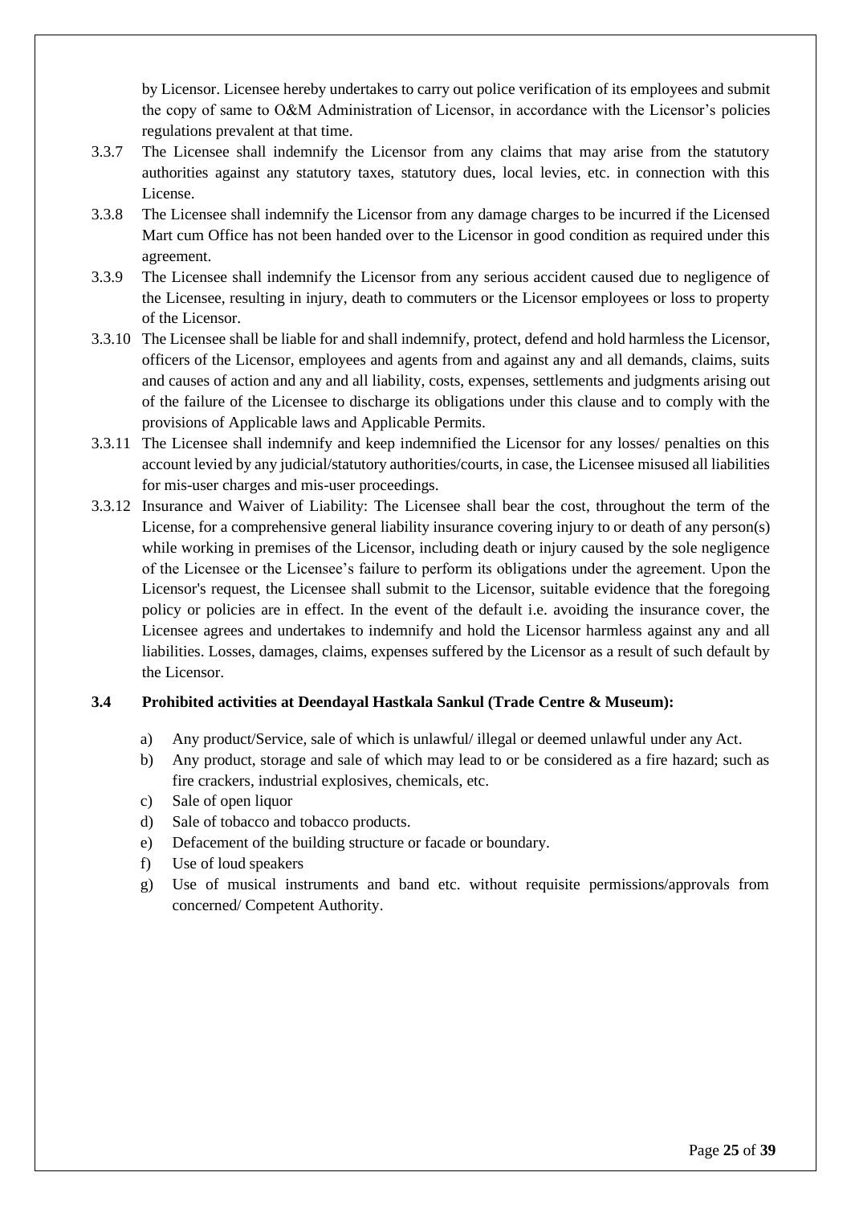by Licensor. Licensee hereby undertakes to carry out police verification of its employees and submit the copy of same to O&M Administration of Licensor, in accordance with the Licensor's policies regulations prevalent at that time.

3.3.7 The Licensee shall indemnify the Licensor from any claims that may arise from the statutory authorities against any statutory taxes, statutory dues, local levies, etc. in connection with this License.

3.3.8 The Licensee shall indemnify the Licensor from any damage charges to be incurred if the Licensed Mart cum Office has not been handed over to the Licensor in good condition as required under this agreement.

3.3.9 The Licensee shall indemnify the Licensor from any serious accident caused due to negligence of the Licensee, resulting in injury, death to commuters or the Licensor employees or loss to property of the Licensor.

3.3.10 The Licensee shall be liable for and shall indemnify, protect, defend and hold harmless the Licensor, officers of the Licensor, employees and agents from and against any and all demands, claims, suits and causes of action and any and all liability, costs, expenses, settlements and judgments arising out of the failure of the Licensee to discharge its obligations under this clause and to comply with the provisions of Applicable laws and Applicable Permits.

3.3.11 The Licensee shall indemnify and keep indemnified the Licensor for any losses/ penalties on this account levied by any judicial/statutory authorities/courts, in case, the Licensee misused all liabilities for mis-user charges and mis-user proceedings.

3.3.12 Insurance and Waiver of Liability: The Licensee shall bear the cost, throughout the term of the License, for a comprehensive general liability insurance covering injury to or death of any person(s) while working in premises of the Licensor, including death or injury caused by the sole negligence of the Licensee or the Licensee's failure to perform its obligations under the agreement. Upon the Licensor's request, the Licensee shall submit to the Licensor, suitable evidence that the foregoing policy or policies are in effect. In the event of the default i.e. avoiding the insurance cover, the Licensee agrees and undertakes to indemnify and hold the Licensor harmless against any and all liabilities. Losses, damages, claims, expenses suffered by the Licensor as a result of such default by the Licensor.

**3.4 Prohibited activities at Deendayal Hastkala Sankul (Trade Centre & Museum):**

a) Any product/Service, sale of which is unlawful/ illegal or deemed unlawful under any Act.
b) Any product, storage and sale of which may lead to or be considered as a fire hazard; such as fire crackers, industrial explosives, chemicals, etc.
c) Sale of open liquor
d) Sale of tobacco and tobacco products.
e) Defacement of the building structure or facade or boundary.
f) Use of loud speakers
g) Use of musical instruments and band etc. without requisite permissions/approvals from concerned/ Competent Authority.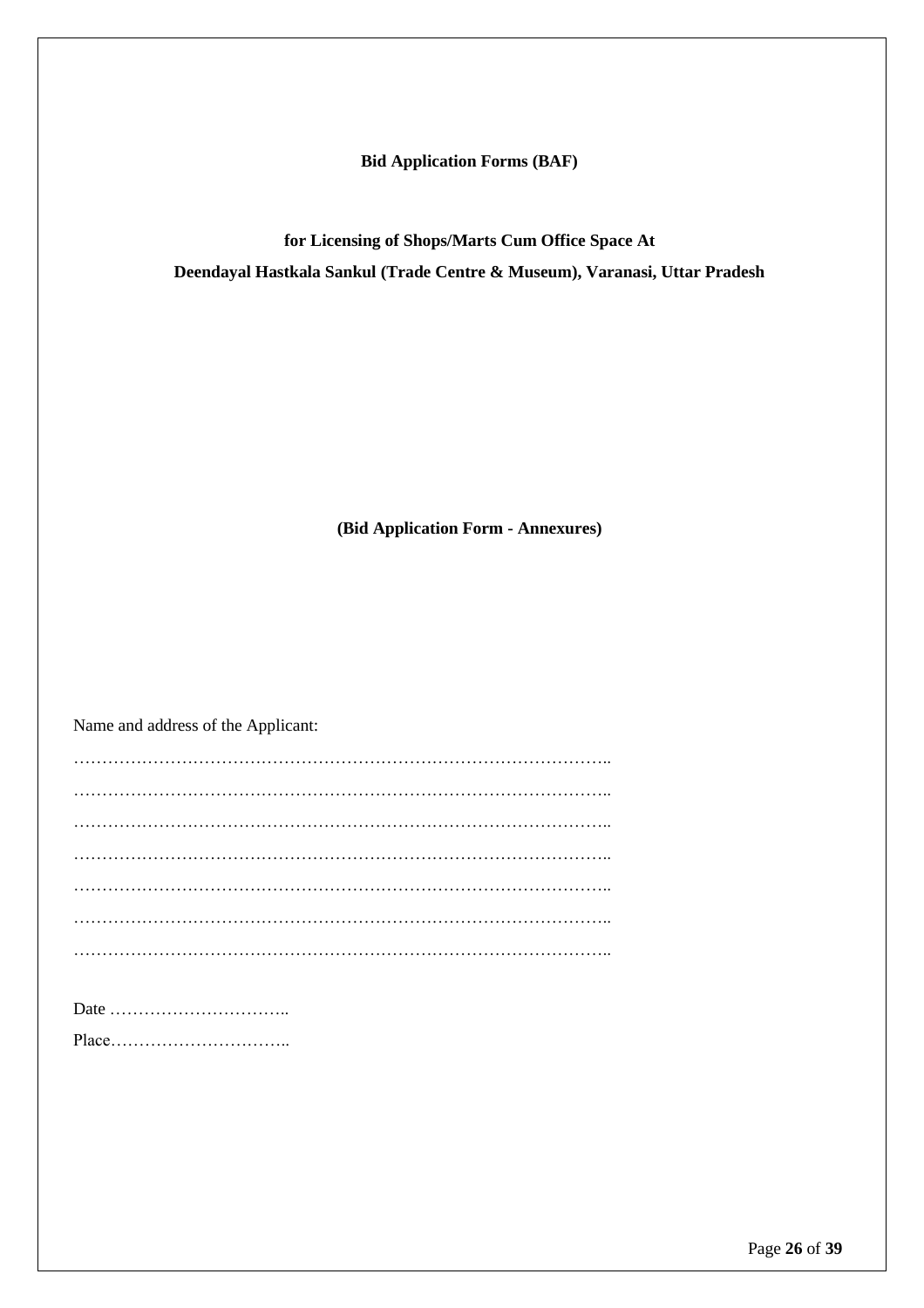**Bid Application Forms (BAF)**

**for Licensing of Shops/Marts Cum Office Space At**

**Deendayal Hastkala Sankul (Trade Centre & Museum), Varanasi, Uttar Pradesh**

**(Bid Application Form - Annexures)**

Name and address of the Applicant:

…………………………………………………………………………………..

…………………………………………………………………………………..

…………………………………………………………………………………..

…………………………………………………………………………………..

…………………………………………………………………………………..

…………………………………………………………………………………..

…………………………………………………………………………………..

Date …………………………..

Place…………………………..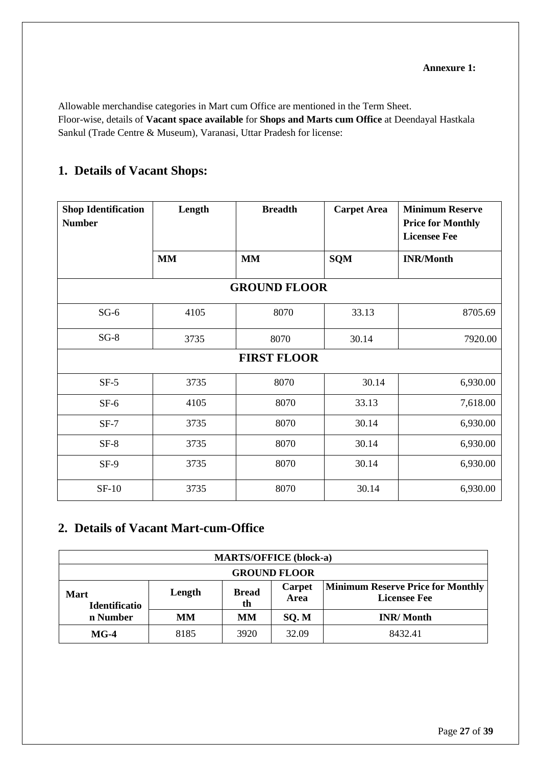**Annexure 1:**

Allowable merchandise categories in Mart cum Office are mentioned in the Term Sheet.
Floor-wise, details of **Vacant space available** for **Shops and Marts cum Office** at Deendayal Hastkala Sankul (Trade Centre & Museum), Varanasi, Uttar Pradesh for license:

## 1. Details of Vacant Shops:

| Shop Identification Number | Length | Breadth | Carpet Area | Minimum Reserve Price for Monthly Licensee Fee |
|---|---|---|---|---|
| | MM | MM | SQM | INR/Month |
| **GROUND FLOOR** | | | | |
| SG-6 | 4105 | 8070 | 33.13 | 8705.69 |
| SG-8 | 3735 | 8070 | 30.14 | 7920.00 |
| **FIRST FLOOR** | | | | |
| SF-5 | 3735 | 8070 | 30.14 | 6,930.00 |
| SF-6 | 4105 | 8070 | 33.13 | 7,618.00 |
| SF-7 | 3735 | 8070 | 30.14 | 6,930.00 |
| SF-8 | 3735 | 8070 | 30.14 | 6,930.00 |
| SF-9 | 3735 | 8070 | 30.14 | 6,930.00 |
| SF-10 | 3735 | 8070 | 30.14 | 6,930.00 |

## 2. Details of Vacant Mart-cum-Office

| MARTS/OFFICE (block-a) | | | | |
|---|---|---|---|---|
| **GROUND FLOOR** | | | | |
| **Mart Identification Number** | **Length** | **Breadth** | **Carpet Area** | **Minimum Reserve Price for Monthly Licensee Fee** |
| | **MM** | **MM** | **SQ. M** | **INR/ Month** |
| **MG-4** | 8185 | 3920 | 32.09 | 8432.41 |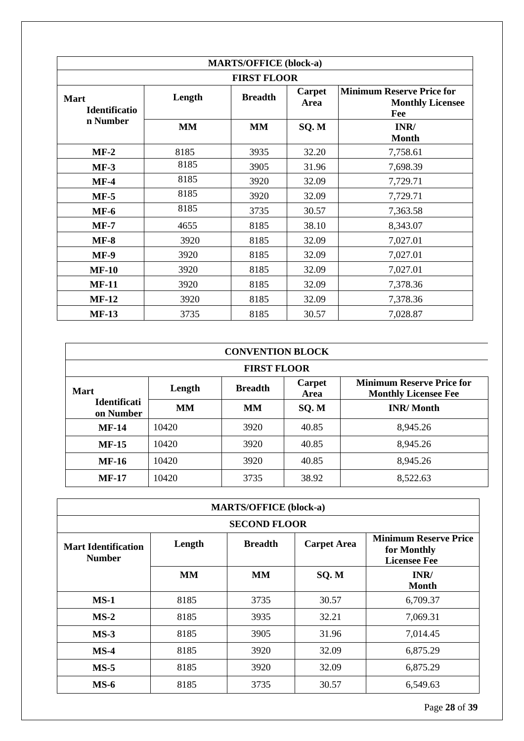| MARTS/OFFICE (block-a) | | | | |
|---|---|---|---|---|
| FIRST FLOOR | | | | |
| Mart Identification Number | Length | Breadth | Carpet Area | Minimum Reserve Price for Monthly Licensee Fee |
| | MM | MM | SQ. M | INR/ Month |
| MF-2 | 8185 | 3935 | 32.20 | 7,758.61 |
| MF-3 | 8185 | 3905 | 31.96 | 7,698.39 |
| MF-4 | 8185 | 3920 | 32.09 | 7,729.71 |
| MF-5 | 8185 | 3920 | 32.09 | 7,729.71 |
| MF-6 | 8185 | 3735 | 30.57 | 7,363.58 |
| MF-7 | 4655 | 8185 | 38.10 | 8,343.07 |
| MF-8 | 3920 | 8185 | 32.09 | 7,027.01 |
| MF-9 | 3920 | 8185 | 32.09 | 7,027.01 |
| MF-10 | 3920 | 8185 | 32.09 | 7,027.01 |
| MF-11 | 3920 | 8185 | 32.09 | 7,378.36 |
| MF-12 | 3920 | 8185 | 32.09 | 7,378.36 |
| MF-13 | 3735 | 8185 | 30.57 | 7,028.87 |

| CONVENTION BLOCK | | | | |
|---|---|---|---|---|
| FIRST FLOOR | | | | |
| Mart Identification Number | Length | Breadth | Carpet Area | Minimum Reserve Price for Monthly Licensee Fee |
| | MM | MM | SQ. M | INR/ Month |
| MF-14 | 10420 | 3920 | 40.85 | 8,945.26 |
| MF-15 | 10420 | 3920 | 40.85 | 8,945.26 |
| MF-16 | 10420 | 3920 | 40.85 | 8,945.26 |
| MF-17 | 10420 | 3735 | 38.92 | 8,522.63 |

| MARTS/OFFICE (block-a) | | | | |
|---|---|---|---|---|
| SECOND FLOOR | | | | |
| Mart Identification Number | Length | Breadth | Carpet Area | Minimum Reserve Price for Monthly Licensee Fee |
| | MM | MM | SQ. M | INR/ Month |
| MS-1 | 8185 | 3735 | 30.57 | 6,709.37 |
| MS-2 | 8185 | 3935 | 32.21 | 7,069.31 |
| MS-3 | 8185 | 3905 | 31.96 | 7,014.45 |
| MS-4 | 8185 | 3920 | 32.09 | 6,875.29 |
| MS-5 | 8185 | 3920 | 32.09 | 6,875.29 |
| MS-6 | 8185 | 3735 | 30.57 | 6,549.63 |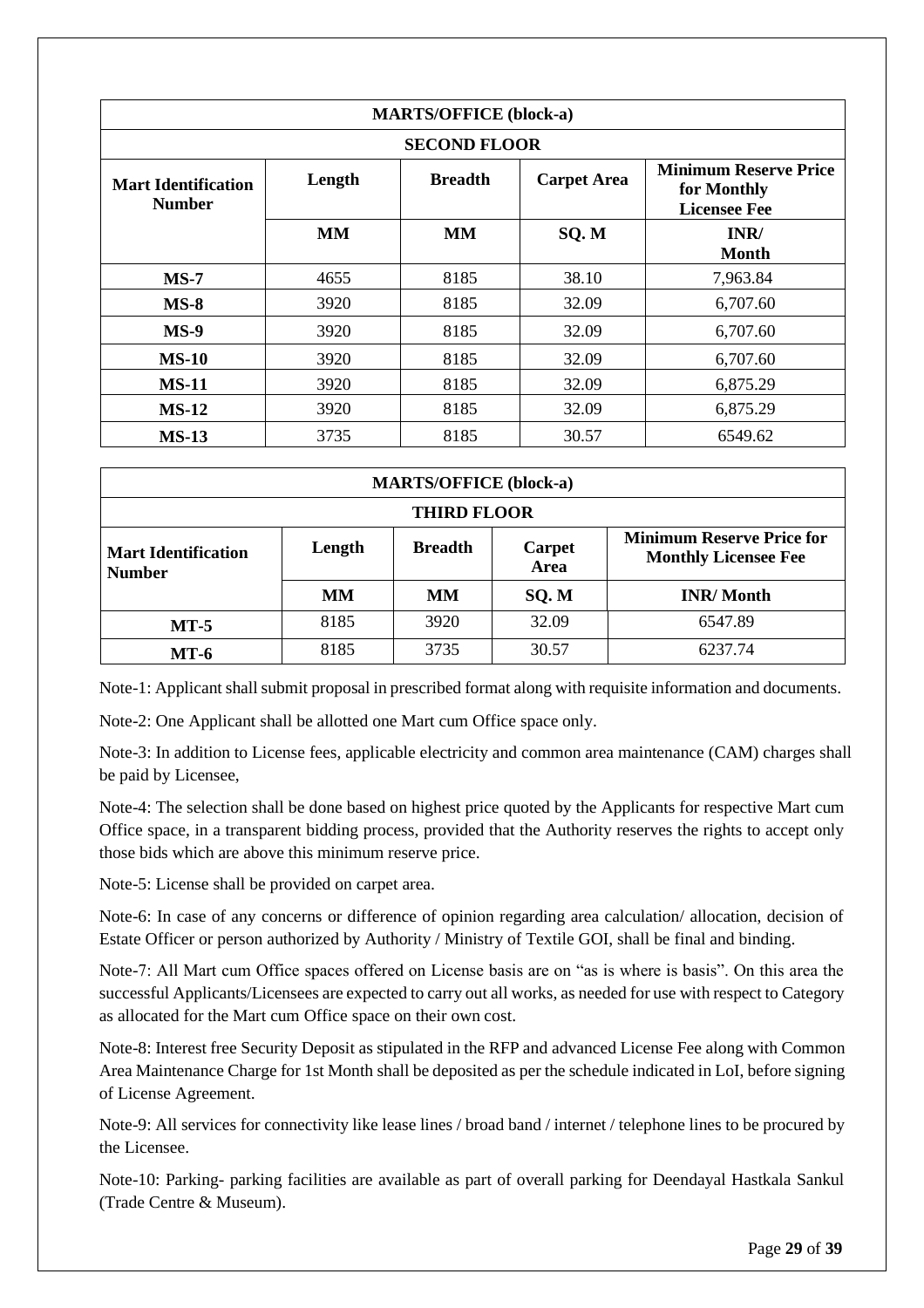| MARTS/OFFICE (block-a) | | | | |
|---|---|---|---|---|
| **SECOND FLOOR** | | | | |
| **Mart Identification Number** | **Length** | **Breadth** | **Carpet Area** | **Minimum Reserve Price for Monthly Licensee Fee** |
| | **MM** | **MM** | **SQ. M** | **INR/ Month** |
| **MS-7** | 4655 | 8185 | 38.10 | 7,963.84 |
| **MS-8** | 3920 | 8185 | 32.09 | 6,707.60 |
| **MS-9** | 3920 | 8185 | 32.09 | 6,707.60 |
| **MS-10** | 3920 | 8185 | 32.09 | 6,707.60 |
| **MS-11** | 3920 | 8185 | 32.09 | 6,875.29 |
| **MS-12** | 3920 | 8185 | 32.09 | 6,875.29 |
| **MS-13** | 3735 | 8185 | 30.57 | 6549.62 |

| MARTS/OFFICE (block-a) | | | | |
|---|---|---|---|---|
| **THIRD FLOOR** | | | | |
| **Mart Identification Number** | **Length** | **Breadth** | **Carpet Area** | **Minimum Reserve Price for Monthly Licensee Fee** |
| | **MM** | **MM** | **SQ. M** | **INR/ Month** |
| **MT-5** | 8185 | 3920 | 32.09 | 6547.89 |
| **MT-6** | 8185 | 3735 | 30.57 | 6237.74 |

Note-1: Applicant shall submit proposal in prescribed format along with requisite information and documents.

Note-2: One Applicant shall be allotted one Mart cum Office space only.

Note-3: In addition to License fees, applicable electricity and common area maintenance (CAM) charges shall be paid by Licensee,

Note-4: The selection shall be done based on highest price quoted by the Applicants for respective Mart cum Office space, in a transparent bidding process, provided that the Authority reserves the rights to accept only those bids which are above this minimum reserve price.

Note-5: License shall be provided on carpet area.

Note-6: In case of any concerns or difference of opinion regarding area calculation/ allocation, decision of Estate Officer or person authorized by Authority / Ministry of Textile GOI, shall be final and binding.

Note-7: All Mart cum Office spaces offered on License basis are on "as is where is basis". On this area the successful Applicants/Licensees are expected to carry out all works, as needed for use with respect to Category as allocated for the Mart cum Office space on their own cost.

Note-8: Interest free Security Deposit as stipulated in the RFP and advanced License Fee along with Common Area Maintenance Charge for 1st Month shall be deposited as per the schedule indicated in LoI, before signing of License Agreement.

Note-9: All services for connectivity like lease lines / broad band / internet / telephone lines to be procured by the Licensee.

Note-10: Parking- parking facilities are available as part of overall parking for Deendayal Hastkala Sankul (Trade Centre & Museum).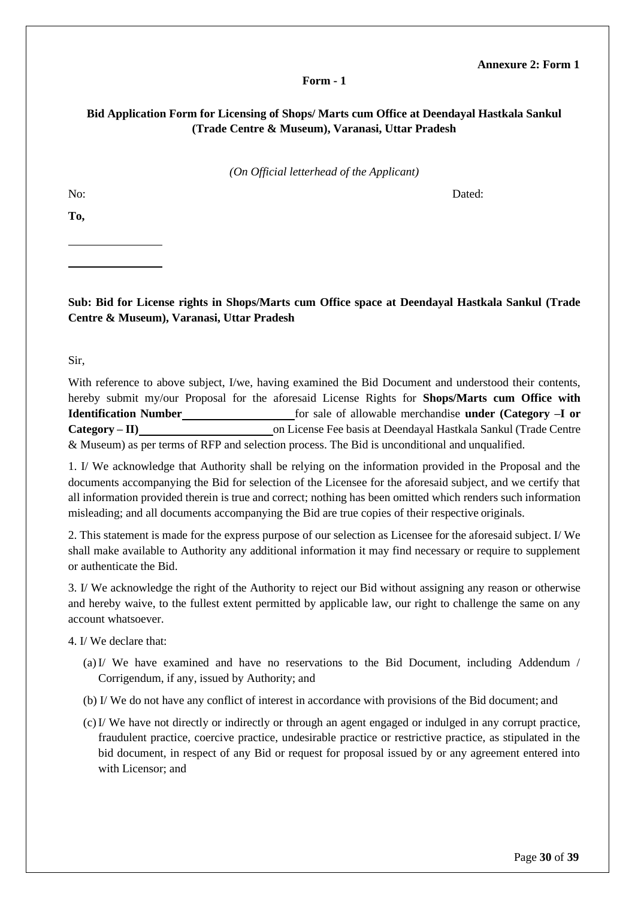**Annexure 2: Form 1**

**Form - 1**

**Bid Application Form for Licensing of Shops/ Marts cum Office at Deendayal Hastkala Sankul (Trade Centre & Museum), Varanasi, Uttar Pradesh**

*(On Official letterhead of the Applicant)*

No: Dated:

**To,**

\_\_\_\_\_\_\_\_\_\_\_\_\_\_\_\_

\_\_\_\_\_\_\_\_\_\_\_\_\_\_\_\_

**Sub: Bid for License rights in Shops/Marts cum Office space at Deendayal Hastkala Sankul (Trade Centre & Museum), Varanasi, Uttar Pradesh**

Sir,

With reference to above subject, I/we, having examined the Bid Document and understood their contents, hereby submit my/our Proposal for the aforesaid License Rights for **Shops/Marts cum Office with Identification Number**\_\_\_\_\_\_\_\_\_\_\_\_\_\_\_\_\_\_\_\_ for sale of allowable merchandise **under (Category –I or Category – II)**\_\_\_\_\_\_\_\_\_\_\_\_\_\_\_\_\_\_\_\_\_\_\_\_ on License Fee basis at Deendayal Hastkala Sankul (Trade Centre & Museum) as per terms of RFP and selection process. The Bid is unconditional and unqualified.

1. I/ We acknowledge that Authority shall be relying on the information provided in the Proposal and the documents accompanying the Bid for selection of the Licensee for the aforesaid subject, and we certify that all information provided therein is true and correct; nothing has been omitted which renders such information misleading; and all documents accompanying the Bid are true copies of their respective originals.

2. This statement is made for the express purpose of our selection as Licensee for the aforesaid subject. I/ We shall make available to Authority any additional information it may find necessary or require to supplement or authenticate the Bid.

3. I/ We acknowledge the right of the Authority to reject our Bid without assigning any reason or otherwise and hereby waive, to the fullest extent permitted by applicable law, our right to challenge the same on any account whatsoever.

4. I/ We declare that:

(a) I/ We have examined and have no reservations to the Bid Document, including Addendum / Corrigendum, if any, issued by Authority; and

(b) I/ We do not have any conflict of interest in accordance with provisions of the Bid document; and

(c) I/ We have not directly or indirectly or through an agent engaged or indulged in any corrupt practice, fraudulent practice, coercive practice, undesirable practice or restrictive practice, as stipulated in the bid document, in respect of any Bid or request for proposal issued by or any agreement entered into with Licensor; and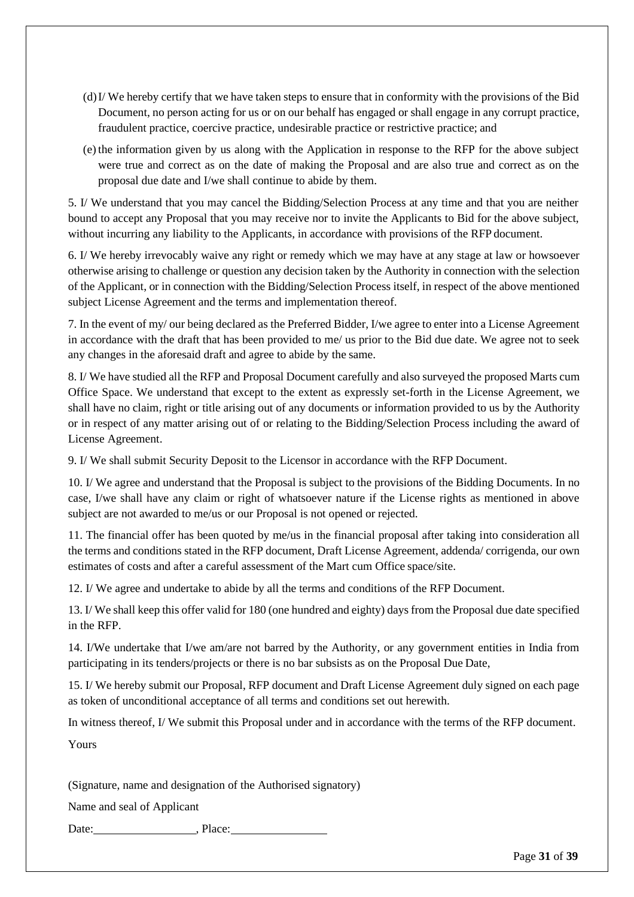(d) I/ We hereby certify that we have taken steps to ensure that in conformity with the provisions of the Bid Document, no person acting for us or on our behalf has engaged or shall engage in any corrupt practice, fraudulent practice, coercive practice, undesirable practice or restrictive practice; and

(e) the information given by us along with the Application in response to the RFP for the above subject were true and correct as on the date of making the Proposal and are also true and correct as on the proposal due date and I/we shall continue to abide by them.

5. I/ We understand that you may cancel the Bidding/Selection Process at any time and that you are neither bound to accept any Proposal that you may receive nor to invite the Applicants to Bid for the above subject, without incurring any liability to the Applicants, in accordance with provisions of the RFP document.

6. I/ We hereby irrevocably waive any right or remedy which we may have at any stage at law or howsoever otherwise arising to challenge or question any decision taken by the Authority in connection with the selection of the Applicant, or in connection with the Bidding/Selection Process itself, in respect of the above mentioned subject License Agreement and the terms and implementation thereof.

7. In the event of my/ our being declared as the Preferred Bidder, I/we agree to enter into a License Agreement in accordance with the draft that has been provided to me/ us prior to the Bid due date. We agree not to seek any changes in the aforesaid draft and agree to abide by the same.

8. I/ We have studied all the RFP and Proposal Document carefully and also surveyed the proposed Marts cum Office Space. We understand that except to the extent as expressly set-forth in the License Agreement, we shall have no claim, right or title arising out of any documents or information provided to us by the Authority or in respect of any matter arising out of or relating to the Bidding/Selection Process including the award of License Agreement.

9. I/ We shall submit Security Deposit to the Licensor in accordance with the RFP Document.

10. I/ We agree and understand that the Proposal is subject to the provisions of the Bidding Documents. In no case, I/we shall have any claim or right of whatsoever nature if the License rights as mentioned in above subject are not awarded to me/us or our Proposal is not opened or rejected.

11. The financial offer has been quoted by me/us in the financial proposal after taking into consideration all the terms and conditions stated in the RFP document, Draft License Agreement, addenda/ corrigenda, our own estimates of costs and after a careful assessment of the Mart cum Office space/site.

12. I/ We agree and undertake to abide by all the terms and conditions of the RFP Document.

13. I/ We shall keep this offer valid for 180 (one hundred and eighty) days from the Proposal due date specified in the RFP.

14. I/We undertake that I/we am/are not barred by the Authority, or any government entities in India from participating in its tenders/projects or there is no bar subsists as on the Proposal Due Date,

15. I/ We hereby submit our Proposal, RFP document and Draft License Agreement duly signed on each page as token of unconditional acceptance of all terms and conditions set out herewith.

In witness thereof, I/ We submit this Proposal under and in accordance with the terms of the RFP document.

Yours

(Signature, name and designation of the Authorised signatory)

Name and seal of Applicant

Date:\_\_\_\_\_\_\_\_\_\_\_\_\_\_\_\_, Place:\_\_\_\_\_\_\_\_\_\_\_\_\_\_\_\_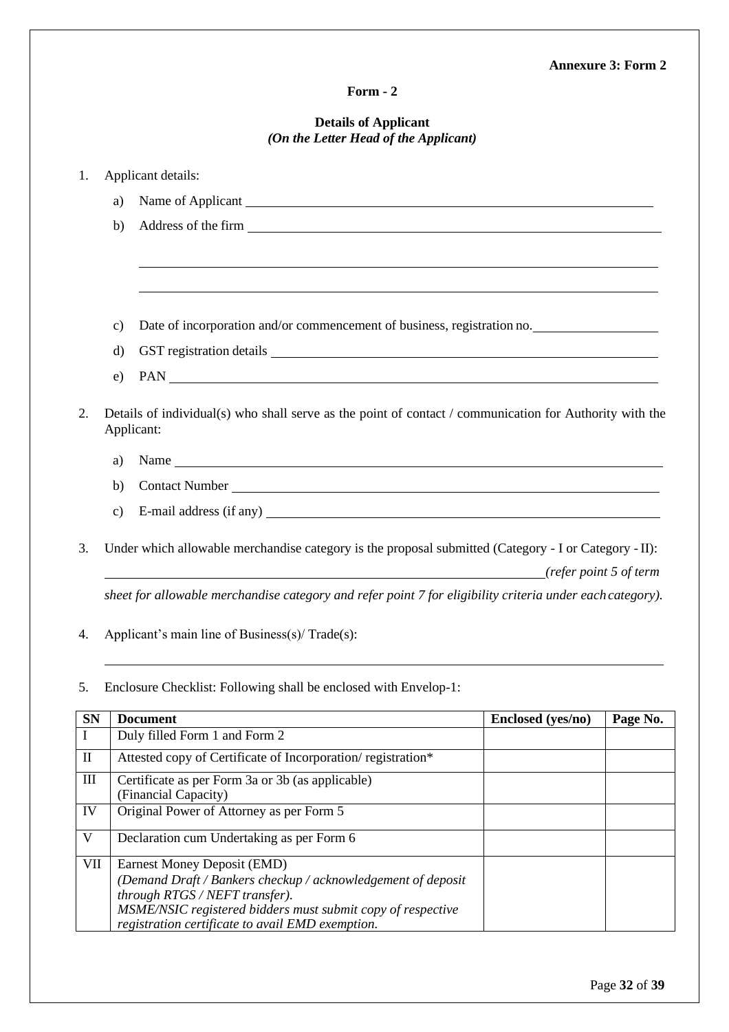**Annexure 3: Form 2**

**Form - 2**

**Details of Applicant**
***(On the Letter Head of the Applicant)***

1. Applicant details:
   a) Name of Applicant ____________________
   b) Address of the firm ____________________
   ____________________
   ____________________
   c) Date of incorporation and/or commencement of business, registration no. ____________________
   d) GST registration details ____________________
   e) PAN ____________________

2. Details of individual(s) who shall serve as the point of contact / communication for Authority with the Applicant:
   a) Name ____________________
   b) Contact Number ____________________
   c) E-mail address (if any) ____________________

3. Under which allowable merchandise category is the proposal submitted (Category - I or Category - II):
   ____________________ *(refer point 5 of term sheet for allowable merchandise category and refer point 7 for eligibility criteria under each category).*

4. Applicant's main line of Business(s)/ Trade(s):
   ____________________

5. Enclosure Checklist: Following shall be enclosed with Envelop-1:

| SN | Document | Enclosed (yes/no) | Page No. |
|---|---|---|---|
| I | Duly filled Form 1 and Form 2 | | |
| II | Attested copy of Certificate of Incorporation/ registration* | | |
| III | Certificate as per Form 3a or 3b (as applicable) (Financial Capacity) | | |
| IV | Original Power of Attorney as per Form 5 | | |
| V | Declaration cum Undertaking as per Form 6 | | |
| VII | Earnest Money Deposit (EMD) *(Demand Draft / Bankers checkup / acknowledgement of deposit through RTGS / NEFT transfer). MSME/NSIC registered bidders must submit copy of respective registration certificate to avail EMD exemption.* | | |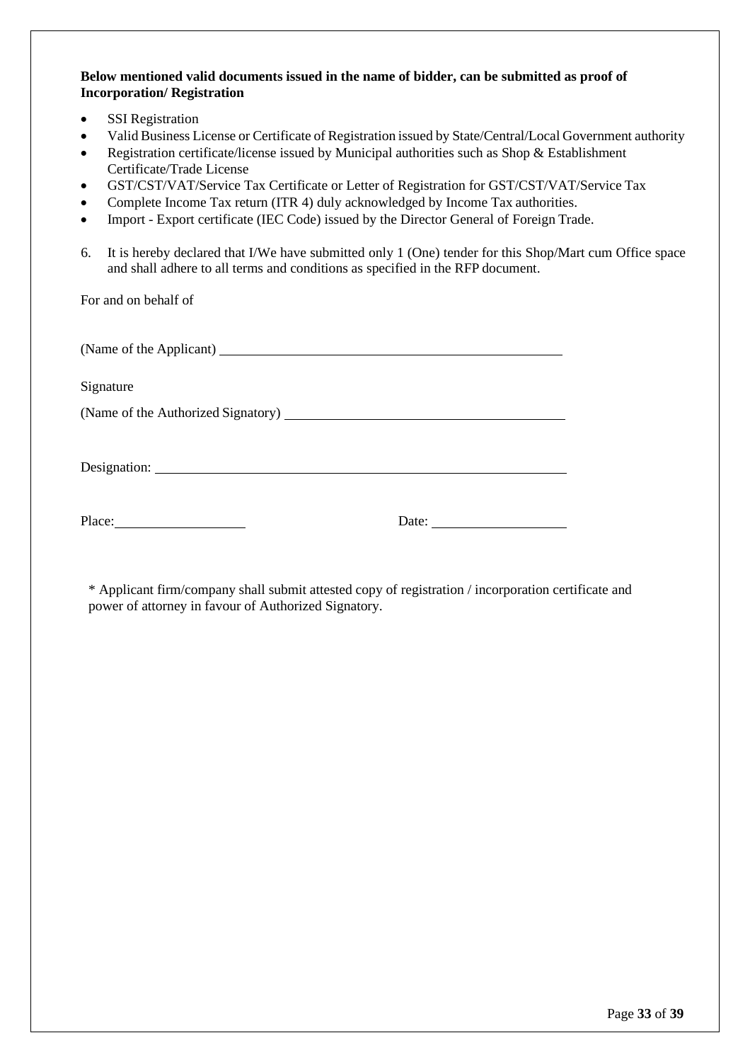**Below mentioned valid documents issued in the name of bidder, can be submitted as proof of Incorporation/ Registration**

- SSI Registration
- Valid Business License or Certificate of Registration issued by State/Central/Local Government authority
- Registration certificate/license issued by Municipal authorities such as Shop & Establishment Certificate/Trade License
- GST/CST/VAT/Service Tax Certificate or Letter of Registration for GST/CST/VAT/Service Tax
- Complete Income Tax return (ITR 4) duly acknowledged by Income Tax authorities.
- Import - Export certificate (IEC Code) issued by the Director General of Foreign Trade.

6. It is hereby declared that I/We have submitted only 1 (One) tender for this Shop/Mart cum Office space and shall adhere to all terms and conditions as specified in the RFP document.

For and on behalf of

(Name of the Applicant) ______________________________

Signature

(Name of the Authorized Signatory) ______________________________

Designation: ______________________________

Place: ____________________ Date: ____________________

\* Applicant firm/company shall submit attested copy of registration / incorporation certificate and power of attorney in favour of Authorized Signatory.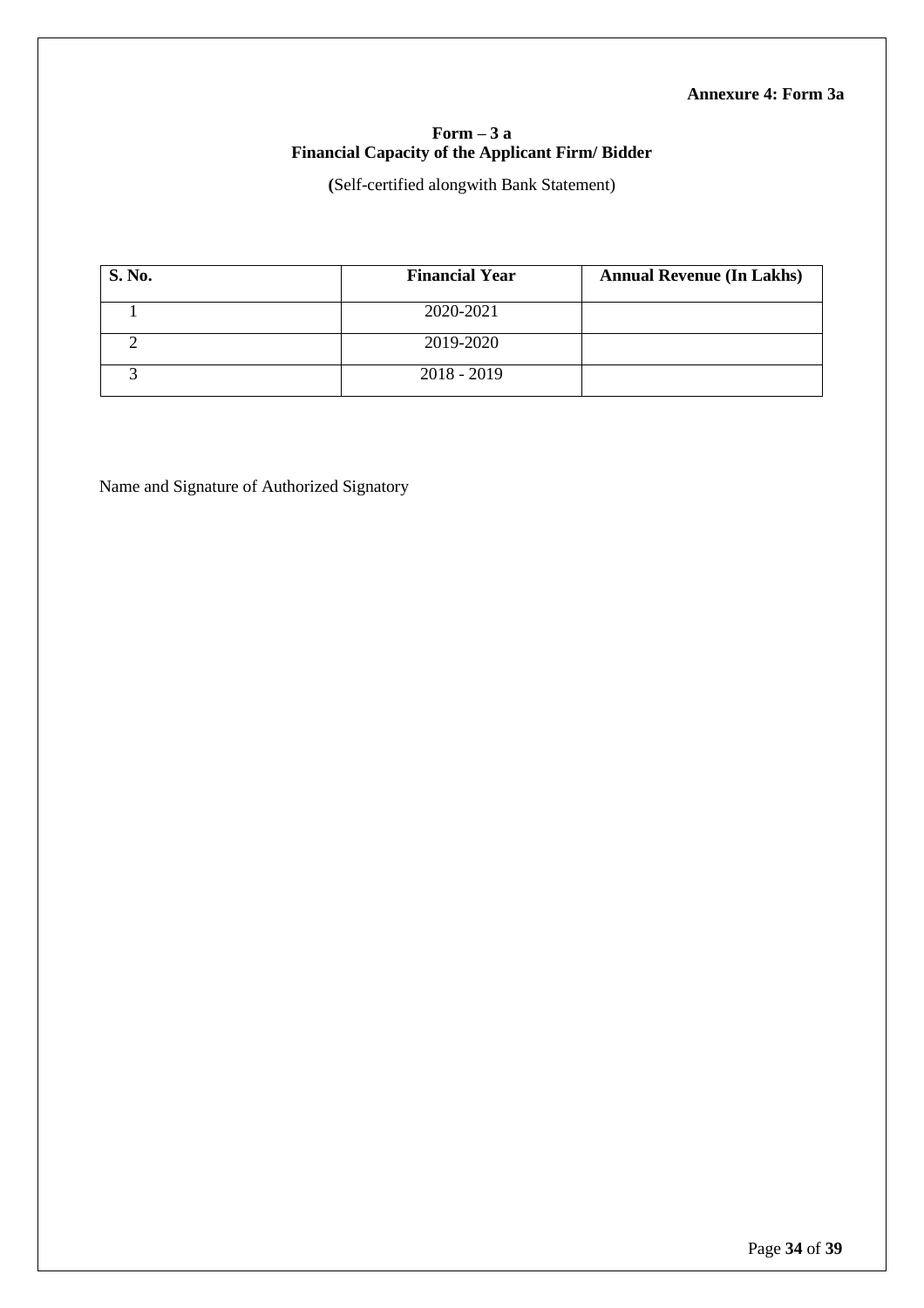**Annexure 4: Form 3a**

## Form – 3 a
## Financial Capacity of the Applicant Firm/ Bidder

(Self-certified alongwith Bank Statement)

| S. No. | Financial Year | Annual Revenue (In Lakhs) |
|---|---|---|
| 1 | 2020-2021 | |
| 2 | 2019-2020 | |
| 3 | 2018 - 2019 | |

Name and Signature of Authorized Signatory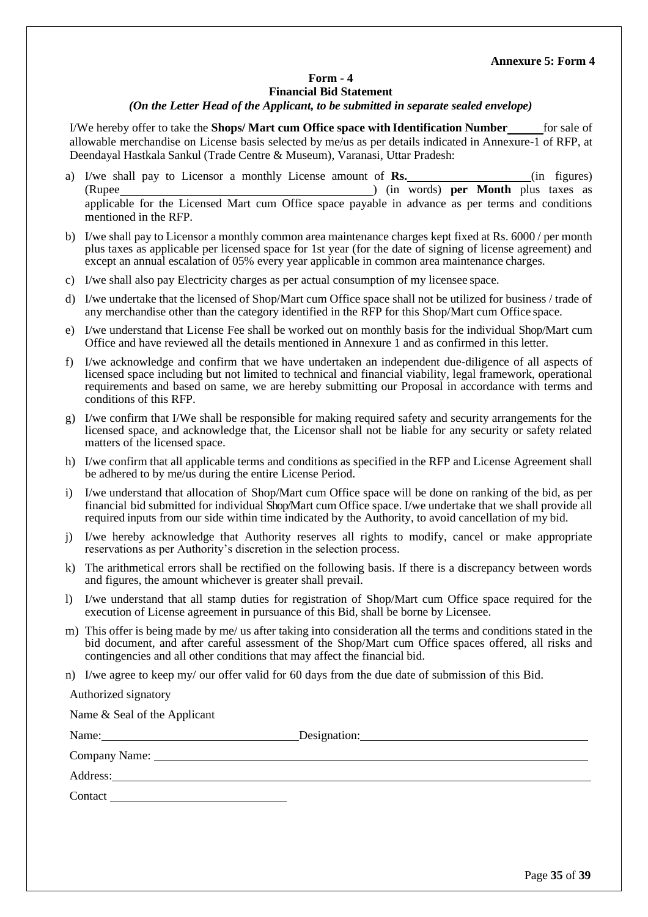**Annexure 5: Form 4**

**Form - 4**
**Financial Bid Statement**
***(On the Letter Head of the Applicant, to be submitted in separate sealed envelope)***

I/We hereby offer to take the **Shops/ Mart cum Office space with Identification Number** ______ for sale of allowable merchandise on License basis selected by me/us as per details indicated in Annexure-1 of RFP, at Deendayal Hastkala Sankul (Trade Centre & Museum), Varanasi, Uttar Pradesh:

a) I/we shall pay to Licensor a monthly License amount of **Rs.** ____________________ (in figures) (Rupee __________________________________________) (in words) **per Month** plus taxes as applicable for the Licensed Mart cum Office space payable in advance as per terms and conditions mentioned in the RFP.

b) I/we shall pay to Licensor a monthly common area maintenance charges kept fixed at Rs. 6000 / per month plus taxes as applicable per licensed space for 1st year (for the date of signing of license agreement) and except an annual escalation of 05% every year applicable in common area maintenance charges.

c) I/we shall also pay Electricity charges as per actual consumption of my licensee space.

d) I/we undertake that the licensed of Shop/Mart cum Office space shall not be utilized for business / trade of any merchandise other than the category identified in the RFP for this Shop/Mart cum Office space.

e) I/we understand that License Fee shall be worked out on monthly basis for the individual Shop/Mart cum Office and have reviewed all the details mentioned in Annexure 1 and as confirmed in this letter.

f) I/we acknowledge and confirm that we have undertaken an independent due-diligence of all aspects of licensed space including but not limited to technical and financial viability, legal framework, operational requirements and based on same, we are hereby submitting our Proposal in accordance with terms and conditions of this RFP.

g) I/we confirm that I/We shall be responsible for making required safety and security arrangements for the licensed space, and acknowledge that, the Licensor shall not be liable for any security or safety related matters of the licensed space.

h) I/we confirm that all applicable terms and conditions as specified in the RFP and License Agreement shall be adhered to by me/us during the entire License Period.

i) I/we understand that allocation of Shop/Mart cum Office space will be done on ranking of the bid, as per financial bid submitted for individual Shop/Mart cum Office space. I/we undertake that we shall provide all required inputs from our side within time indicated by the Authority, to avoid cancellation of my bid.

j) I/we hereby acknowledge that Authority reserves all rights to modify, cancel or make appropriate reservations as per Authority's discretion in the selection process.

k) The arithmetical errors shall be rectified on the following basis. If there is a discrepancy between words and figures, the amount whichever is greater shall prevail.

l) I/we understand that all stamp duties for registration of Shop/Mart cum Office space required for the execution of License agreement in pursuance of this Bid, shall be borne by Licensee.

m) This offer is being made by me/ us after taking into consideration all the terms and conditions stated in the bid document, and after careful assessment of the Shop/Mart cum Office spaces offered, all risks and contingencies and all other conditions that may affect the financial bid.

n) I/we agree to keep my/ our offer valid for 60 days from the due date of submission of this Bid.

Authorized signatory

Name & Seal of the Applicant

Name: ______________________ Designation: ______________________

Company Name: ______________________

Address: ______________________

Contact ______________________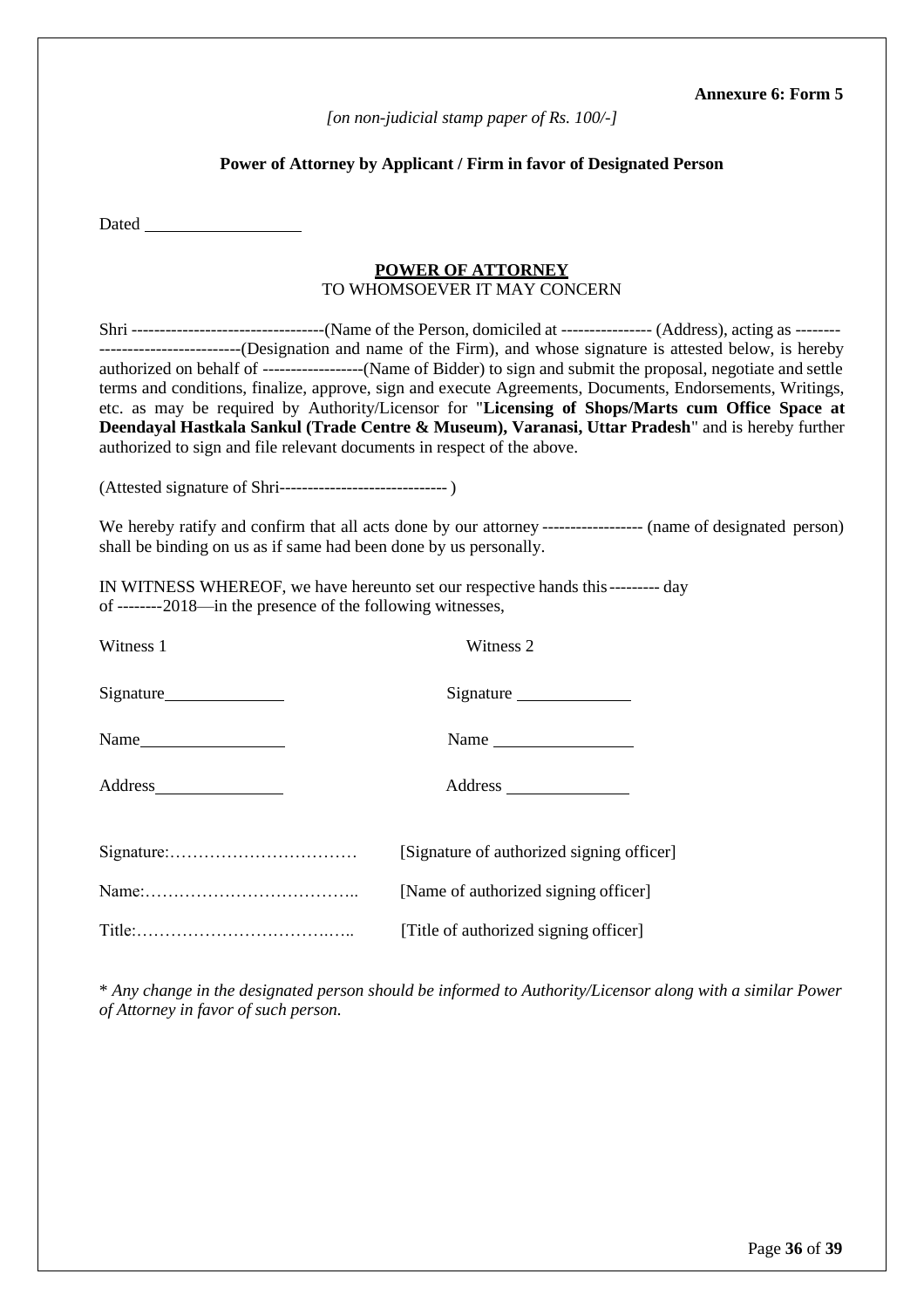**Annexure 6: Form 5**

*[on non-judicial stamp paper of Rs. 100/-]*

**Power of Attorney by Applicant / Firm in favor of Designated Person**

Dated \_\_\_\_\_\_\_\_\_\_\_\_\_\_\_\_\_\_

**POWER OF ATTORNEY**

TO WHOMSOEVER IT MAY CONCERN

Shri ----------------------------------(Name of the Person, domiciled at ---------------- (Address), acting as -------- ------------------------(Designation and name of the Firm), and whose signature is attested below, is hereby authorized on behalf of ------------------(Name of Bidder) to sign and submit the proposal, negotiate and settle terms and conditions, finalize, approve, sign and execute Agreements, Documents, Endorsements, Writings, etc. as may be required by Authority/Licensor for "**Licensing of Shops/Marts cum Office Space at Deendayal Hastkala Sankul (Trade Centre & Museum), Varanasi, Uttar Pradesh**" and is hereby further authorized to sign and file relevant documents in respect of the above.

(Attested signature of Shri------------------------------ )

We hereby ratify and confirm that all acts done by our attorney ------------------ (name of designated person) shall be binding on us as if same had been done by us personally.

IN WITNESS WHEREOF, we have hereunto set our respective hands this --------- day of --------2018—in the presence of the following witnesses,

| Witness 1 | Witness 2 |
|---|---|
| Signature\_\_\_\_\_\_\_\_\_\_\_\_\_\_ | Signature \_\_\_\_\_\_\_\_\_\_\_\_\_\_ |
| Name\_\_\_\_\_\_\_\_\_\_\_\_\_\_\_\_\_\_ | Name \_\_\_\_\_\_\_\_\_\_\_\_\_\_\_\_\_\_ |
| Address\_\_\_\_\_\_\_\_\_\_\_\_\_\_\_\_ | Address \_\_\_\_\_\_\_\_\_\_\_\_\_\_\_\_ |

Signature:…………………………… [Signature of authorized signing officer]

Name:……………………………….. [Name of authorized signing officer]

Title:………………………………….. [Title of authorized signing officer]

\* *Any change in the designated person should be informed to Authority/Licensor along with a similar Power of Attorney in favor of such person.*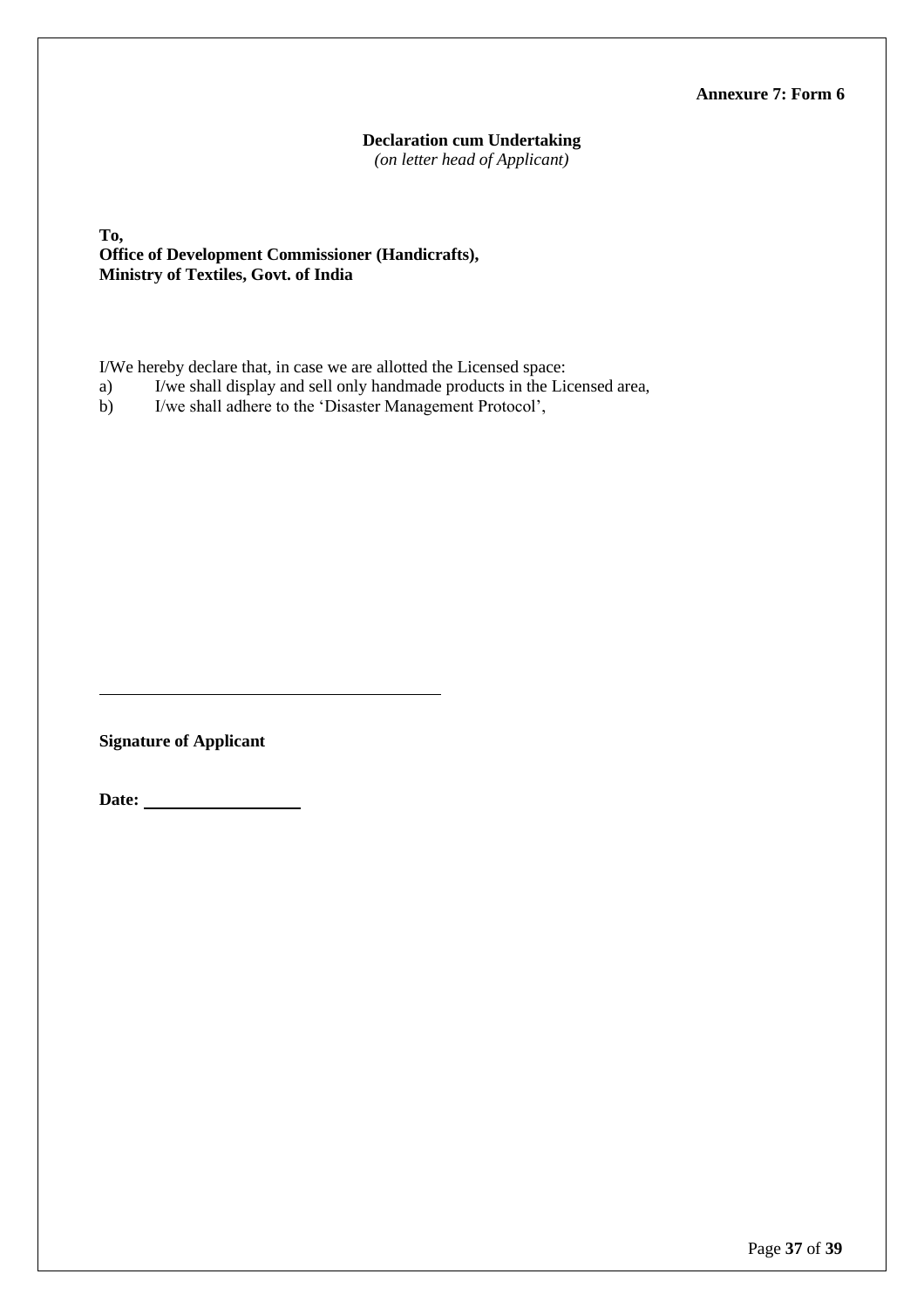**Annexure 7: Form 6**

**Declaration cum Undertaking**

*(on letter head of Applicant)*

**To,**
**Office of Development Commissioner (Handicrafts),**
**Ministry of Textiles, Govt. of India**

I/We hereby declare that, in case we are allotted the Licensed space:

a) I/we shall display and sell only handmade products in the Licensed area,

b) I/we shall adhere to the 'Disaster Management Protocol',

\_\_\_\_\_\_\_\_\_\_\_\_\_\_\_\_\_\_\_\_\_\_\_\_\_\_\_\_\_\_\_\_\_\_\_\_\_\_\_\_

**Signature of Applicant**

**Date:** \_\_\_\_\_\_\_\_\_\_\_\_\_\_\_\_\_\_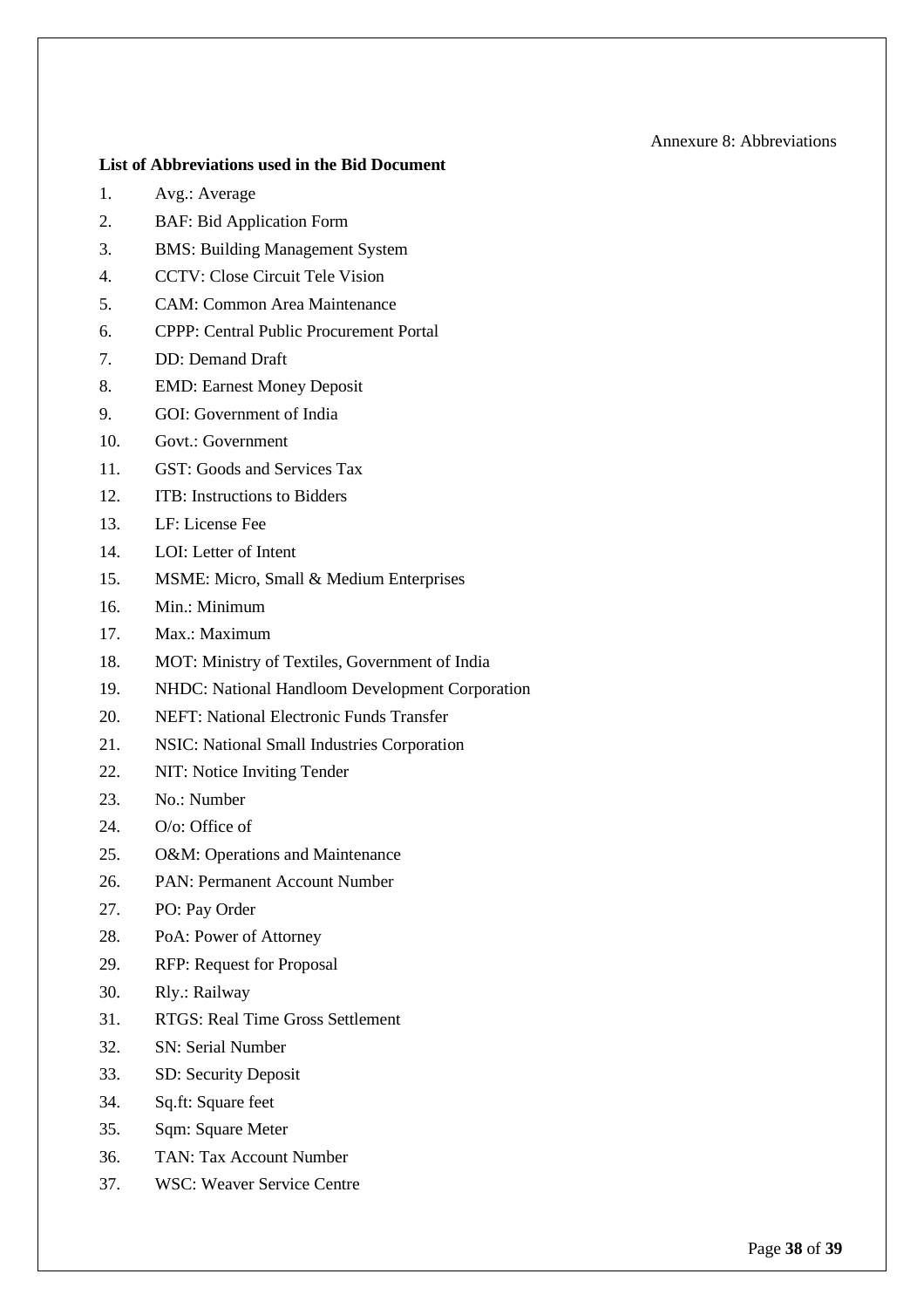Annexure 8: Abbreviations

**List of Abbreviations used in the Bid Document**

1. Avg.: Average
2. BAF: Bid Application Form
3. BMS: Building Management System
4. CCTV: Close Circuit Tele Vision
5. CAM: Common Area Maintenance
6. CPPP: Central Public Procurement Portal
7. DD: Demand Draft
8. EMD: Earnest Money Deposit
9. GOI: Government of India
10. Govt.: Government
11. GST: Goods and Services Tax
12. ITB: Instructions to Bidders
13. LF: License Fee
14. LOI: Letter of Intent
15. MSME: Micro, Small & Medium Enterprises
16. Min.: Minimum
17. Max.: Maximum
18. MOT: Ministry of Textiles, Government of India
19. NHDC: National Handloom Development Corporation
20. NEFT: National Electronic Funds Transfer
21. NSIC: National Small Industries Corporation
22. NIT: Notice Inviting Tender
23. No.: Number
24. O/o: Office of
25. O&M: Operations and Maintenance
26. PAN: Permanent Account Number
27. PO: Pay Order
28. PoA: Power of Attorney
29. RFP: Request for Proposal
30. Rly.: Railway
31. RTGS: Real Time Gross Settlement
32. SN: Serial Number
33. SD: Security Deposit
34. Sq.ft: Square feet
35. Sqm: Square Meter
36. TAN: Tax Account Number
37. WSC: Weaver Service Centre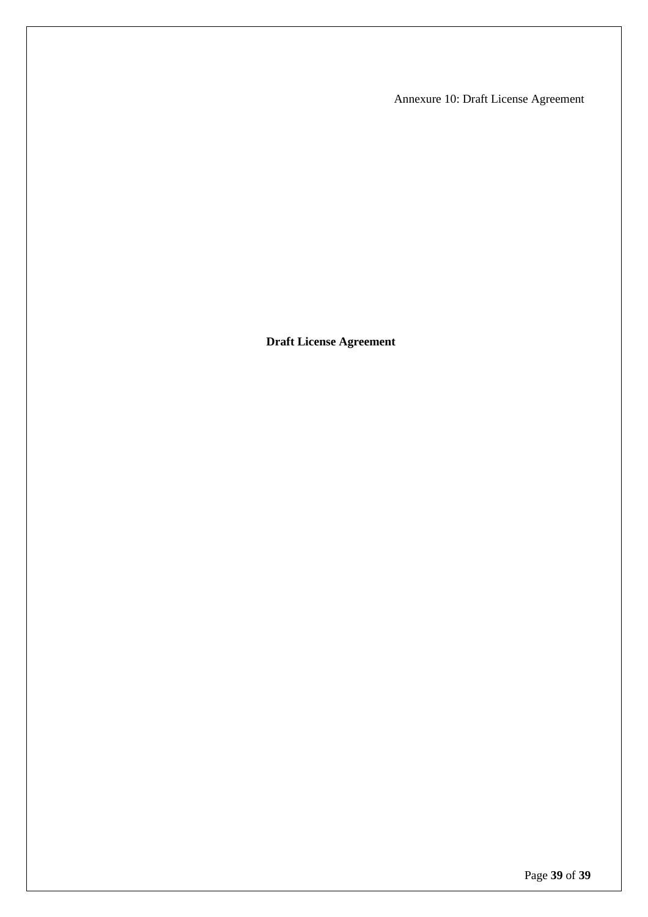Annexure 10: Draft License Agreement

**Draft License Agreement**